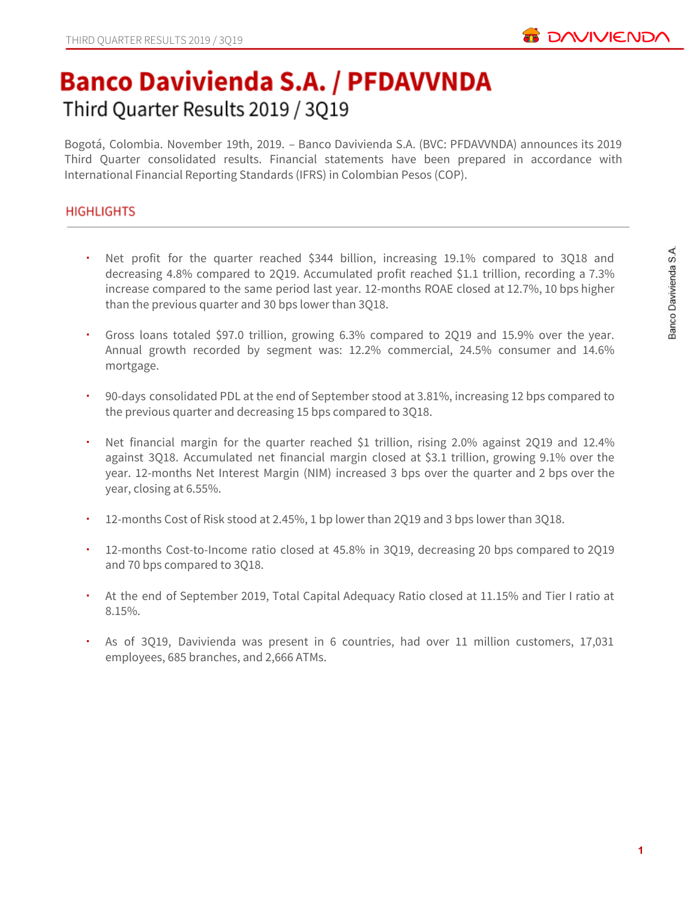# Banco Davivienda S.A. / PFDAVVNDA

## Third Quarter Results 2019 / 3Q19

Bogotá, Colombia. November 19th, 2019. – Banco Davivienda S.A. (BVC: PFDAVVNDA) announces its 2019 Third Quarter consolidated results. Financial statements have been prepared in accordance with International Financial Reporting Standards (IFRS) in Colombian Pesos (COP).

## HIGHLIGHTS

- Net profit for the quarter reached $344 billion, increasing 19.1% compared to 3Q18 and decreasing 4.8% compared to 2Q19. Accumulated profit reached $1.1 trillion, recording a 7.3% increase compared to the same period last year. 12-months ROAE closed at 12.7%, 10 bps higher than the previous quarter and 30 bps lower than 3Q18.

- Gross loans totaled $97.0 trillion, growing 6.3% compared to 2Q19 and 15.9% over the year. Annual growth recorded by segment was: 12.2% commercial, 24.5% consumer and 14.6% mortgage.

- 90-days consolidated PDL at the end of September stood at 3.81%, increasing 12 bps compared to the previous quarter and decreasing 15 bps compared to 3Q18.

- Net financial margin for the quarter reached $1 trillion, rising 2.0% against 2Q19 and 12.4% against 3Q18. Accumulated net financial margin closed at $3.1 trillion, growing 9.1% over the year. 12-months Net Interest Margin (NIM) increased 3 bps over the quarter and 2 bps over the year, closing at 6.55%.

- 12-months Cost of Risk stood at 2.45%, 1 bp lower than 2Q19 and 3 bps lower than 3Q18.

- 12-months Cost-to-Income ratio closed at 45.8% in 3Q19, decreasing 20 bps compared to 2Q19 and 70 bps compared to 3Q18.

- At the end of September 2019, Total Capital Adequacy Ratio closed at 11.15% and Tier I ratio at 8.15%.

- As of 3Q19, Davivienda was present in 6 countries, had over 11 million customers, 17,031 employees, 685 branches, and 2,666 ATMs.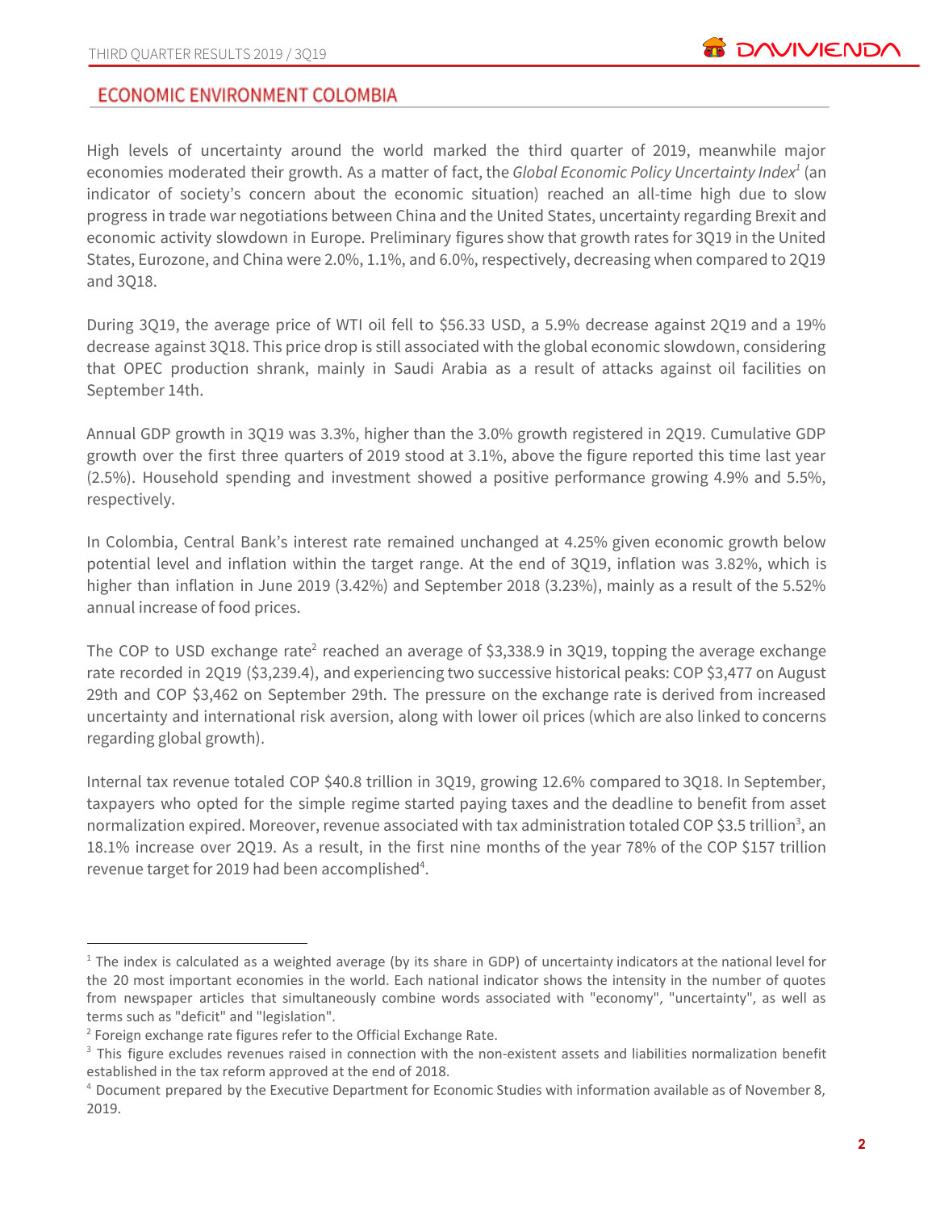## ECONOMIC ENVIRONMENT COLOMBIA

High levels of uncertainty around the world marked the third quarter of 2019, meanwhile major economies moderated their growth. As a matter of fact, the *Global Economic Policy Uncertainty Index*[1] (an indicator of society's concern about the economic situation) reached an all-time high due to slow progress in trade war negotiations between China and the United States, uncertainty regarding Brexit and economic activity slowdown in Europe. Preliminary figures show that growth rates for 3Q19 in the United States, Eurozone, and China were 2.0%, 1.1%, and 6.0%, respectively, decreasing when compared to 2Q19 and 3Q18.

During 3Q19, the average price of WTI oil fell to $56.33 USD, a 5.9% decrease against 2Q19 and a 19% decrease against 3Q18. This price drop is still associated with the global economic slowdown, considering that OPEC production shrank, mainly in Saudi Arabia as a result of attacks against oil facilities on September 14th.

Annual GDP growth in 3Q19 was 3.3%, higher than the 3.0% growth registered in 2Q19. Cumulative GDP growth over the first three quarters of 2019 stood at 3.1%, above the figure reported this time last year (2.5%). Household spending and investment showed a positive performance growing 4.9% and 5.5%, respectively.

In Colombia, Central Bank's interest rate remained unchanged at 4.25% given economic growth below potential level and inflation within the target range. At the end of 3Q19, inflation was 3.82%, which is higher than inflation in June 2019 (3.42%) and September 2018 (3.23%), mainly as a result of the 5.52% annual increase of food prices.

The COP to USD exchange rate[2] reached an average of $3,338.9 in 3Q19, topping the average exchange rate recorded in 2Q19 ($3,239.4), and experiencing two successive historical peaks: COP $3,477 on August 29th and COP $3,462 on September 29th. The pressure on the exchange rate is derived from increased uncertainty and international risk aversion, along with lower oil prices (which are also linked to concerns regarding global growth).

Internal tax revenue totaled COP $40.8 trillion in 3Q19, growing 12.6% compared to 3Q18. In September, taxpayers who opted for the simple regime started paying taxes and the deadline to benefit from asset normalization expired. Moreover, revenue associated with tax administration totaled COP $3.5 trillion[3], an 18.1% increase over 2Q19. As a result, in the first nine months of the year 78% of the COP $157 trillion revenue target for 2019 had been accomplished[4].

---

[1] The index is calculated as a weighted average (by its share in GDP) of uncertainty indicators at the national level for the 20 most important economies in the world. Each national indicator shows the intensity in the number of quotes from newspaper articles that simultaneously combine words associated with "economy", "uncertainty", as well as terms such as "deficit" and "legislation".

[2] Foreign exchange rate figures refer to the Official Exchange Rate.

[3] This figure excludes revenues raised in connection with the non-existent assets and liabilities normalization benefit established in the tax reform approved at the end of 2018.

[4] Document prepared by the Executive Department for Economic Studies with information available as of November 8, 2019.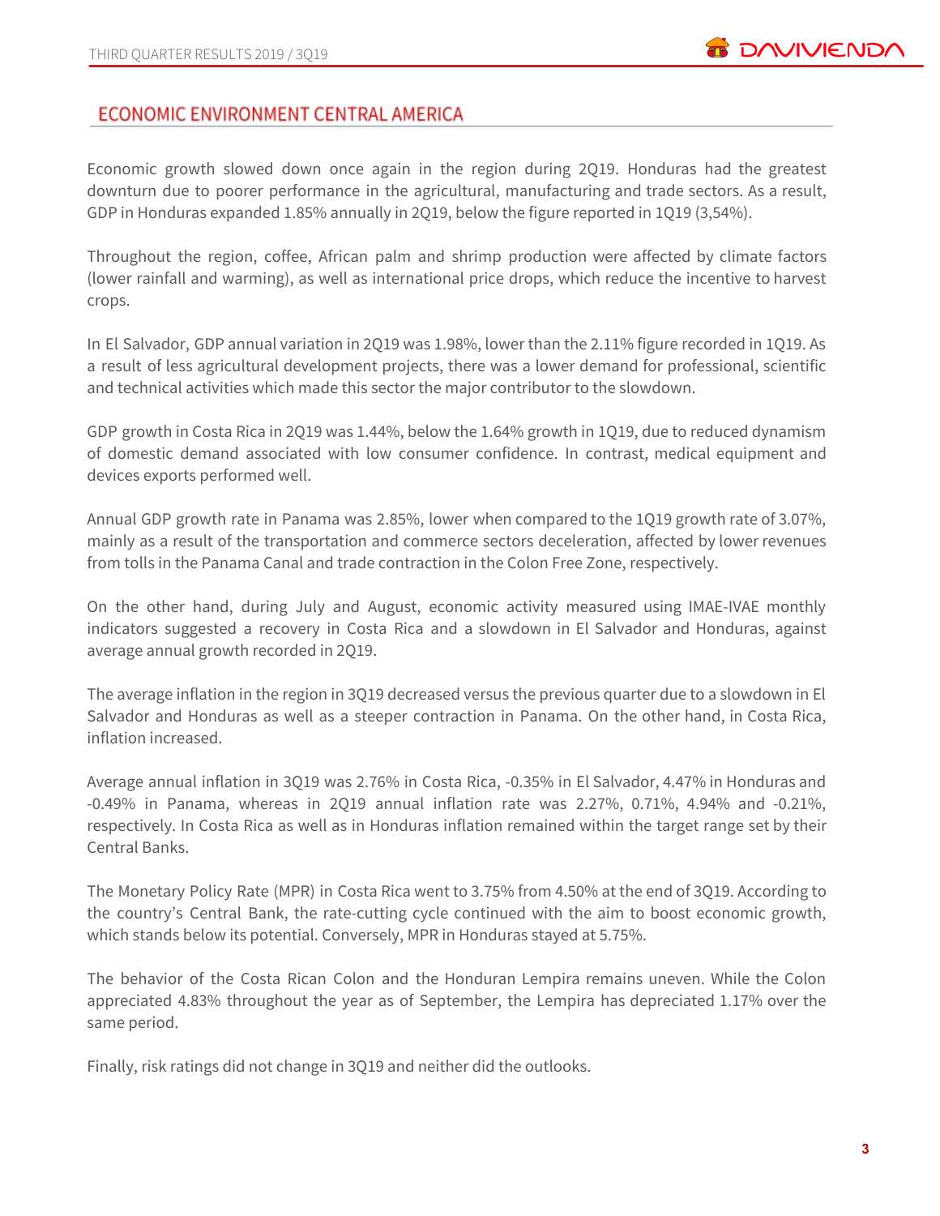## ECONOMIC ENVIRONMENT CENTRAL AMERICA

Economic growth slowed down once again in the region during 2Q19. Honduras had the greatest downturn due to poorer performance in the agricultural, manufacturing and trade sectors. As a result, GDP in Honduras expanded 1.85% annually in 2Q19, below the figure reported in 1Q19 (3,54%).

Throughout the region, coffee, African palm and shrimp production were affected by climate factors (lower rainfall and warming), as well as international price drops, which reduce the incentive to harvest crops.

In El Salvador, GDP annual variation in 2Q19 was 1.98%, lower than the 2.11% figure recorded in 1Q19. As a result of less agricultural development projects, there was a lower demand for professional, scientific and technical activities which made this sector the major contributor to the slowdown.

GDP growth in Costa Rica in 2Q19 was 1.44%, below the 1.64% growth in 1Q19, due to reduced dynamism of domestic demand associated with low consumer confidence. In contrast, medical equipment and devices exports performed well.

Annual GDP growth rate in Panama was 2.85%, lower when compared to the 1Q19 growth rate of 3.07%, mainly as a result of the transportation and commerce sectors deceleration, affected by lower revenues from tolls in the Panama Canal and trade contraction in the Colon Free Zone, respectively.

On the other hand, during July and August, economic activity measured using IMAE-IVAE monthly indicators suggested a recovery in Costa Rica and a slowdown in El Salvador and Honduras, against average annual growth recorded in 2Q19.

The average inflation in the region in 3Q19 decreased versus the previous quarter due to a slowdown in El Salvador and Honduras as well as a steeper contraction in Panama. On the other hand, in Costa Rica, inflation increased.

Average annual inflation in 3Q19 was 2.76% in Costa Rica, -0.35% in El Salvador, 4.47% in Honduras and -0.49% in Panama, whereas in 2Q19 annual inflation rate was 2.27%, 0.71%, 4.94% and -0.21%, respectively. In Costa Rica as well as in Honduras inflation remained within the target range set by their Central Banks.

The Monetary Policy Rate (MPR) in Costa Rica went to 3.75% from 4.50% at the end of 3Q19. According to the country's Central Bank, the rate-cutting cycle continued with the aim to boost economic growth, which stands below its potential. Conversely, MPR in Honduras stayed at 5.75%.

The behavior of the Costa Rican Colon and the Honduran Lempira remains uneven. While the Colon appreciated 4.83% throughout the year as of September, the Lempira has depreciated 1.17% over the same period.

Finally, risk ratings did not change in 3Q19 and neither did the outlooks.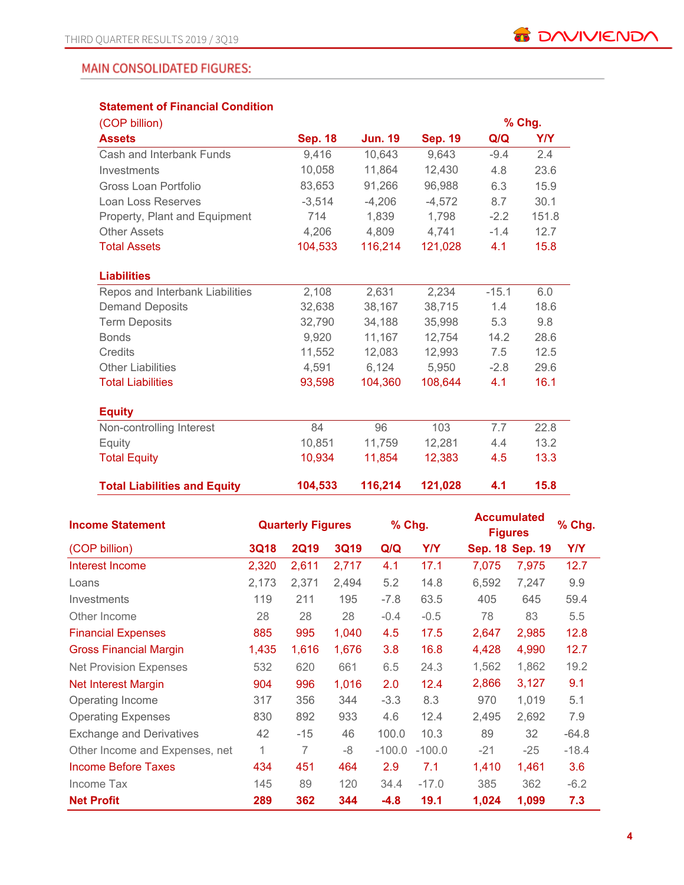## MAIN CONSOLIDATED FIGURES:

**Statement of Financial Condition**

| (COP billion) | | | | % Chg. | |
|---|---|---|---|---|---|
| **Assets** | **Sep. 18** | **Jun. 19** | **Sep. 19** | **Q/Q** | **Y/Y** |
| Cash and Interbank Funds | 9,416 | 10,643 | 9,643 | -9.4 | 2.4 |
| Investments | 10,058 | 11,864 | 12,430 | 4.8 | 23.6 |
| Gross Loan Portfolio | 83,653 | 91,266 | 96,988 | 6.3 | 15.9 |
| Loan Loss Reserves | -3,514 | -4,206 | -4,572 | 8.7 | 30.1 |
| Property, Plant and Equipment | 714 | 1,839 | 1,798 | -2.2 | 151.8 |
| Other Assets | 4,206 | 4,809 | 4,741 | -1.4 | 12.7 |
| Total Assets | 104,533 | 116,214 | 121,028 | 4.1 | 15.8 |
| **Liabilities** | | | | | |
| Repos and Interbank Liabilities | 2,108 | 2,631 | 2,234 | -15.1 | 6.0 |
| Demand Deposits | 32,638 | 38,167 | 38,715 | 1.4 | 18.6 |
| Term Deposits | 32,790 | 34,188 | 35,998 | 5.3 | 9.8 |
| Bonds | 9,920 | 11,167 | 12,754 | 14.2 | 28.6 |
| Credits | 11,552 | 12,083 | 12,993 | 7.5 | 12.5 |
| Other Liabilities | 4,591 | 6,124 | 5,950 | -2.8 | 29.6 |
| Total Liabilities | 93,598 | 104,360 | 108,644 | 4.1 | 16.1 |
| **Equity** | | | | | |
| Non-controlling Interest | 84 | 96 | 103 | 7.7 | 22.8 |
| Equity | 10,851 | 11,759 | 12,281 | 4.4 | 13.2 |
| Total Equity | 10,934 | 11,854 | 12,383 | 4.5 | 13.3 |
| **Total Liabilities and Equity** | **104,533** | **116,214** | **121,028** | **4.1** | **15.8** |

| **Income Statement** | **Quarterly Figures** | | | **% Chg.** | | **Accumulated Figures** | | **% Chg.** |
|---|---|---|---|---|---|---|---|---|
| (COP billion) | **3Q18** | **2Q19** | **3Q19** | **Q/Q** | **Y/Y** | **Sep. 18** | **Sep. 19** | **Y/Y** |
| Interest Income | 2,320 | 2,611 | 2,717 | 4.1 | 17.1 | 7,075 | 7,975 | 12.7 |
| Loans | 2,173 | 2,371 | 2,494 | 5.2 | 14.8 | 6,592 | 7,247 | 9.9 |
| Investments | 119 | 211 | 195 | -7.8 | 63.5 | 405 | 645 | 59.4 |
| Other Income | 28 | 28 | 28 | -0.4 | -0.5 | 78 | 83 | 5.5 |
| Financial Expenses | 885 | 995 | 1,040 | 4.5 | 17.5 | 2,647 | 2,985 | 12.8 |
| Gross Financial Margin | 1,435 | 1,616 | 1,676 | 3.8 | 16.8 | 4,428 | 4,990 | 12.7 |
| Net Provision Expenses | 532 | 620 | 661 | 6.5 | 24.3 | 1,562 | 1,862 | 19.2 |
| Net Interest Margin | 904 | 996 | 1,016 | 2.0 | 12.4 | 2,866 | 3,127 | 9.1 |
| Operating Income | 317 | 356 | 344 | -3.3 | 8.3 | 970 | 1,019 | 5.1 |
| Operating Expenses | 830 | 892 | 933 | 4.6 | 12.4 | 2,495 | 2,692 | 7.9 |
| Exchange and Derivatives | 42 | -15 | 46 | 100.0 | 10.3 | 89 | 32 | -64.8 |
| Other Income and Expenses, net | 1 | 7 | -8 | -100.0 | -100.0 | -21 | -25 | -18.4 |
| Income Before Taxes | 434 | 451 | 464 | 2.9 | 7.1 | 1,410 | 1,461 | 3.6 |
| Income Tax | 145 | 89 | 120 | 34.4 | -17.0 | 385 | 362 | -6.2 |
| **Net Profit** | **289** | **362** | **344** | **-4.8** | **19.1** | **1,024** | **1,099** | **7.3** |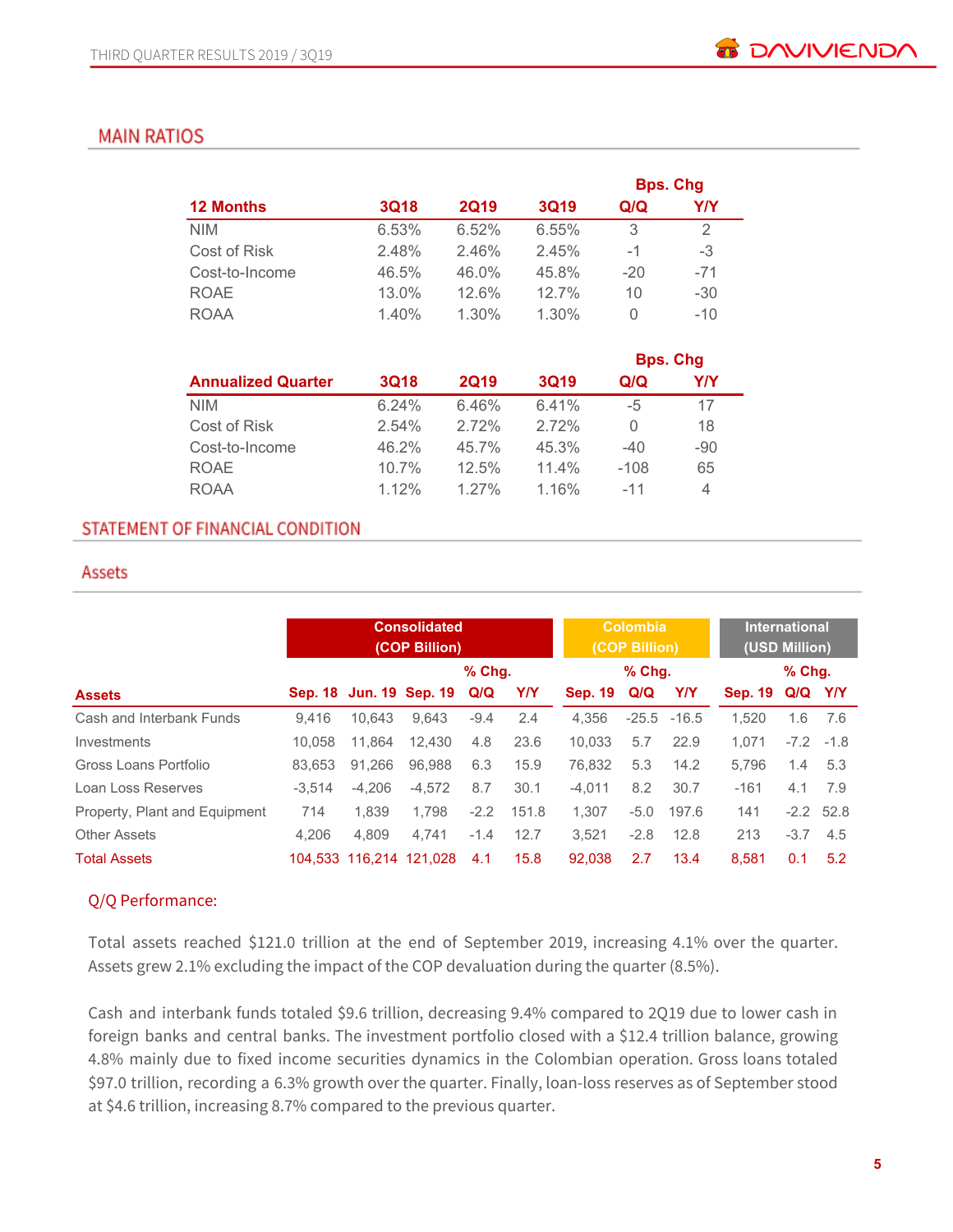## MAIN RATIOS

| 12 Months | 3Q18 | 2Q19 | 3Q19 | Bps. Chg Q/Q | Bps. Chg Y/Y |
|---|---|---|---|---|---|
| NIM | 6.53% | 6.52% | 6.55% | 3 | 2 |
| Cost of Risk | 2.48% | 2.46% | 2.45% | -1 | -3 |
| Cost-to-Income | 46.5% | 46.0% | 45.8% | -20 | -71 |
| ROAE | 13.0% | 12.6% | 12.7% | 10 | -30 |
| ROAA | 1.40% | 1.30% | 1.30% | 0 | -10 |

| Annualized Quarter | 3Q18 | 2Q19 | 3Q19 | Bps. Chg Q/Q | Bps. Chg Y/Y |
|---|---|---|---|---|---|
| NIM | 6.24% | 6.46% | 6.41% | -5 | 17 |
| Cost of Risk | 2.54% | 2.72% | 2.72% | 0 | 18 |
| Cost-to-Income | 46.2% | 45.7% | 45.3% | -40 | -90 |
| ROAE | 10.7% | 12.5% | 11.4% | -108 | 65 |
| ROAA | 1.12% | 1.27% | 1.16% | -11 | 4 |

## STATEMENT OF FINANCIAL CONDITION

### Assets

| | Consolidated (COP Billion) | | | | | Colombia (COP Billion) | | | International (USD Million) | | |
|---|---|---|---|---|---|---|---|---|---|---|---|
| | | | | % Chg. | | | % Chg. | | | % Chg. | |
| **Assets** | Sep. 18 | Jun. 19 | Sep. 19 | Q/Q | Y/Y | Sep. 19 | Q/Q | Y/Y | Sep. 19 | Q/Q | Y/Y |
| Cash and Interbank Funds | 9,416 | 10,643 | 9,643 | -9.4 | 2.4 | 4,356 | -25.5 | -16.5 | 1,520 | 1.6 | 7.6 |
| Investments | 10,058 | 11,864 | 12,430 | 4.8 | 23.6 | 10,033 | 5.7 | 22.9 | 1,071 | -7.2 | -1.8 |
| Gross Loans Portfolio | 83,653 | 91,266 | 96,988 | 6.3 | 15.9 | 76,832 | 5.3 | 14.2 | 5,796 | 1.4 | 5.3 |
| Loan Loss Reserves | -3,514 | -4,206 | -4,572 | 8.7 | 30.1 | -4,011 | 8.2 | 30.7 | -161 | 4.1 | 7.9 |
| Property, Plant and Equipment | 714 | 1,839 | 1,798 | -2.2 | 151.8 | 1,307 | -5.0 | 197.6 | 141 | -2.2 | 52.8 |
| Other Assets | 4,206 | 4,809 | 4,741 | -1.4 | 12.7 | 3,521 | -2.8 | 12.8 | 213 | -3.7 | 4.5 |
| Total Assets | 104,533 | 116,214 | 121,028 | 4.1 | 15.8 | 92,038 | 2.7 | 13.4 | 8,581 | 0.1 | 5.2 |

Q/Q Performance:

Total assets reached $121.0 trillion at the end of September 2019, increasing 4.1% over the quarter. Assets grew 2.1% excluding the impact of the COP devaluation during the quarter (8.5%).

Cash and interbank funds totaled $9.6 trillion, decreasing 9.4% compared to 2Q19 due to lower cash in foreign banks and central banks. The investment portfolio closed with a $12.4 trillion balance, growing 4.8% mainly due to fixed income securities dynamics in the Colombian operation. Gross loans totaled $97.0 trillion, recording a 6.3% growth over the quarter. Finally, loan-loss reserves as of September stood at $4.6 trillion, increasing 8.7% compared to the previous quarter.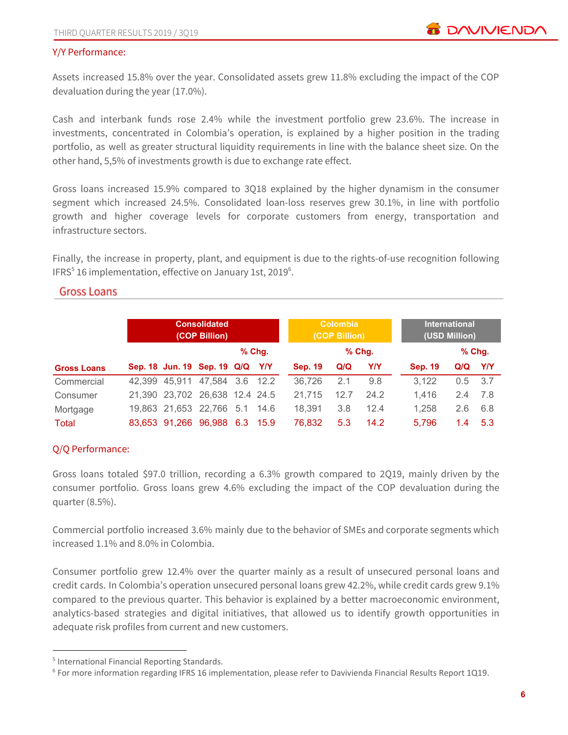Y/Y Performance:

Assets increased 15.8% over the year. Consolidated assets grew 11.8% excluding the impact of the COP devaluation during the year (17.0%).

Cash and interbank funds rose 2.4% while the investment portfolio grew 23.6%. The increase in investments, concentrated in Colombia's operation, is explained by a higher position in the trading portfolio, as well as greater structural liquidity requirements in line with the balance sheet size. On the other hand, 5,5% of investments growth is due to exchange rate effect.

Gross loans increased 15.9% compared to 3Q18 explained by the higher dynamism in the consumer segment which increased 24.5%. Consolidated loan-loss reserves grew 30.1%, in line with portfolio growth and higher coverage levels for corporate customers from energy, transportation and infrastructure sectors.

Finally, the increase in property, plant, and equipment is due to the rights-of-use recognition following IFRS[5] 16 implementation, effective on January 1st, 2019[6].

## Gross Loans

| | Consolidated (COP Billion) | | | | | Colombia (COP Billion) | | | International (USD Million) | | |
|---|---|---|---|---|---|---|---|---|---|---|---|
| | | | | % Chg. | | | % Chg. | | | % Chg. | |
| **Gross Loans** | **Sep. 18** | **Jun. 19** | **Sep. 19** | **Q/Q** | **Y/Y** | **Sep. 19** | **Q/Q** | **Y/Y** | **Sep. 19** | **Q/Q** | **Y/Y** |
| Commercial | 42,399 | 45,911 | 47,584 | 3.6 | 12.2 | 36,726 | 2.1 | 9.8 | 3,122 | 0.5 | 3.7 |
| Consumer | 21,390 | 23,702 | 26,638 | 12.4 | 24.5 | 21,715 | 12.7 | 24.2 | 1,416 | 2.4 | 7.8 |
| Mortgage | 19,863 | 21,653 | 22,766 | 5.1 | 14.6 | 18,391 | 3.8 | 12.4 | 1,258 | 2.6 | 6.8 |
| Total | 83,653 | 91,266 | 96,988 | 6.3 | 15.9 | 76,832 | 5.3 | 14.2 | 5,796 | 1.4 | 5.3 |

Q/Q Performance:

Gross loans totaled $97.0 trillion, recording a 6.3% growth compared to 2Q19, mainly driven by the consumer portfolio. Gross loans grew 4.6% excluding the impact of the COP devaluation during the quarter (8.5%).

Commercial portfolio increased 3.6% mainly due to the behavior of SMEs and corporate segments which increased 1.1% and 8.0% in Colombia.

Consumer portfolio grew 12.4% over the quarter mainly as a result of unsecured personal loans and credit cards. In Colombia's operation unsecured personal loans grew 42.2%, while credit cards grew 9.1% compared to the previous quarter. This behavior is explained by a better macroeconomic environment, analytics-based strategies and digital initiatives, that allowed us to identify growth opportunities in adequate risk profiles from current and new customers.

---

[5] International Financial Reporting Standards.

[6] For more information regarding IFRS 16 implementation, please refer to Davivienda Financial Results Report 1Q19.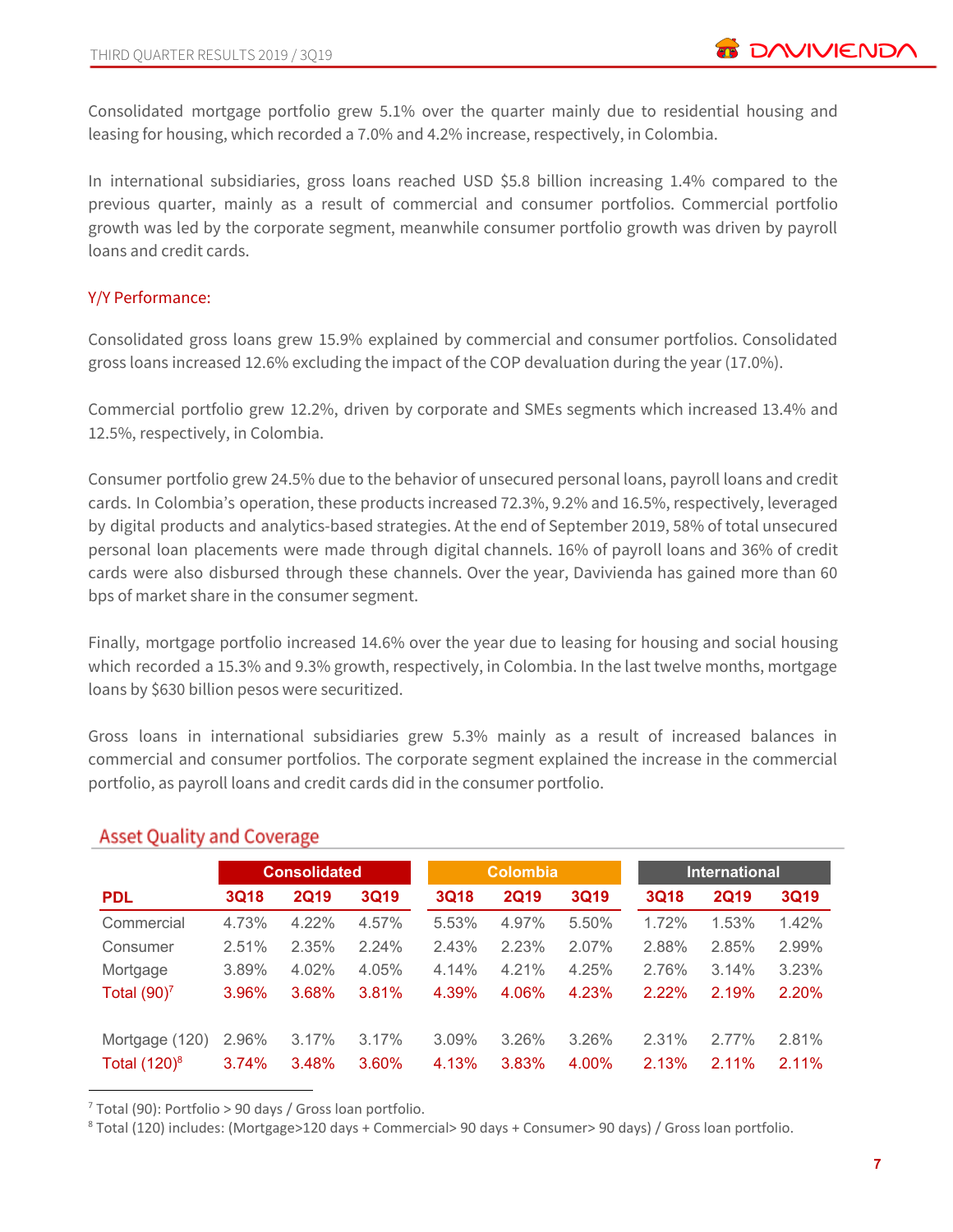Consolidated mortgage portfolio grew 5.1% over the quarter mainly due to residential housing and leasing for housing, which recorded a 7.0% and 4.2% increase, respectively, in Colombia.

In international subsidiaries, gross loans reached USD $5.8 billion increasing 1.4% compared to the previous quarter, mainly as a result of commercial and consumer portfolios. Commercial portfolio growth was led by the corporate segment, meanwhile consumer portfolio growth was driven by payroll loans and credit cards.

### Y/Y Performance:

Consolidated gross loans grew 15.9% explained by commercial and consumer portfolios. Consolidated gross loans increased 12.6% excluding the impact of the COP devaluation during the year (17.0%).

Commercial portfolio grew 12.2%, driven by corporate and SMEs segments which increased 13.4% and 12.5%, respectively, in Colombia.

Consumer portfolio grew 24.5% due to the behavior of unsecured personal loans, payroll loans and credit cards. In Colombia's operation, these products increased 72.3%, 9.2% and 16.5%, respectively, leveraged by digital products and analytics-based strategies. At the end of September 2019, 58% of total unsecured personal loan placements were made through digital channels. 16% of payroll loans and 36% of credit cards were also disbursed through these channels. Over the year, Davivienda has gained more than 60 bps of market share in the consumer segment.

Finally, mortgage portfolio increased 14.6% over the year due to leasing for housing and social housing which recorded a 15.3% and 9.3% growth, respectively, in Colombia. In the last twelve months, mortgage loans by $630 billion pesos were securitized.

Gross loans in international subsidiaries grew 5.3% mainly as a result of increased balances in commercial and consumer portfolios. The corporate segment explained the increase in the commercial portfolio, as payroll loans and credit cards did in the consumer portfolio.

## Asset Quality and Coverage

| | Consolidated | | | Colombia | | | International | | |
|---|---|---|---|---|---|---|---|---|---|
| **PDL** | **3Q18** | **2Q19** | **3Q19** | **3Q18** | **2Q19** | **3Q19** | **3Q18** | **2Q19** | **3Q19** |
| Commercial | 4.73% | 4.22% | 4.57% | 5.53% | 4.97% | 5.50% | 1.72% | 1.53% | 1.42% |
| Consumer | 2.51% | 2.35% | 2.24% | 2.43% | 2.23% | 2.07% | 2.88% | 2.85% | 2.99% |
| Mortgage | 3.89% | 4.02% | 4.05% | 4.14% | 4.21% | 4.25% | 2.76% | 3.14% | 3.23% |
| Total (90)[7] | 3.96% | 3.68% | 3.81% | 4.39% | 4.06% | 4.23% | 2.22% | 2.19% | 2.20% |
| | | | | | | | | | |
| Mortgage (120) | 2.96% | 3.17% | 3.17% | 3.09% | 3.26% | 3.26% | 2.31% | 2.77% | 2.81% |
| Total (120)[8] | 3.74% | 3.48% | 3.60% | 4.13% | 3.83% | 4.00% | 2.13% | 2.11% | 2.11% |

[7] Total (90): Portfolio > 90 days / Gross loan portfolio.

[8] Total (120) includes: (Mortgage>120 days + Commercial> 90 days + Consumer> 90 days) / Gross loan portfolio.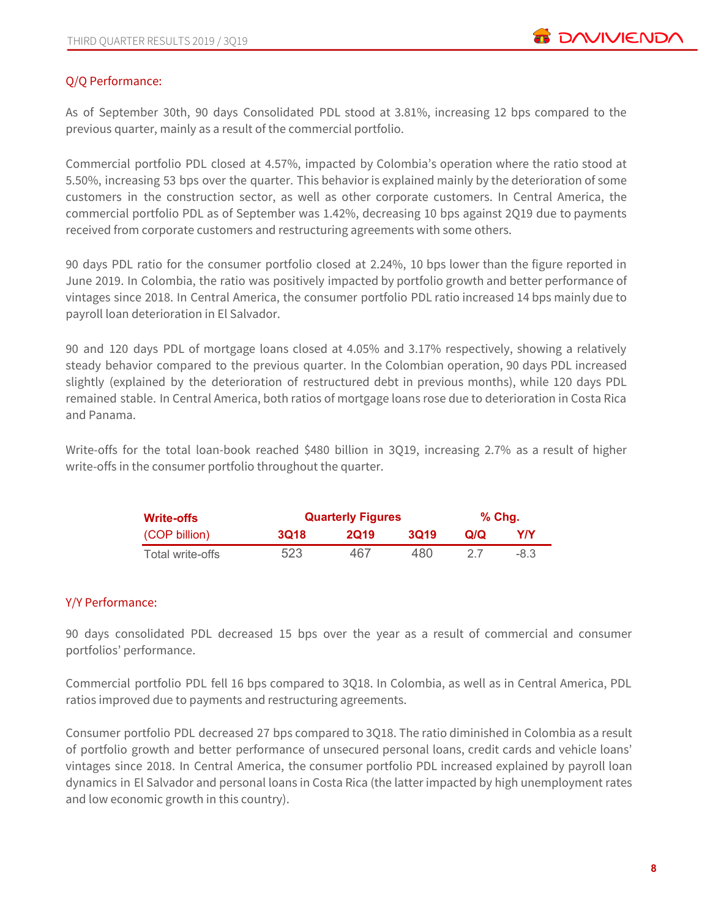## Q/Q Performance:

As of September 30th, 90 days Consolidated PDL stood at 3.81%, increasing 12 bps compared to the previous quarter, mainly as a result of the commercial portfolio.

Commercial portfolio PDL closed at 4.57%, impacted by Colombia's operation where the ratio stood at 5.50%, increasing 53 bps over the quarter. This behavior is explained mainly by the deterioration of some customers in the construction sector, as well as other corporate customers. In Central America, the commercial portfolio PDL as of September was 1.42%, decreasing 10 bps against 2Q19 due to payments received from corporate customers and restructuring agreements with some others.

90 days PDL ratio for the consumer portfolio closed at 2.24%, 10 bps lower than the figure reported in June 2019. In Colombia, the ratio was positively impacted by portfolio growth and better performance of vintages since 2018. In Central America, the consumer portfolio PDL ratio increased 14 bps mainly due to payroll loan deterioration in El Salvador.

90 and 120 days PDL of mortgage loans closed at 4.05% and 3.17% respectively, showing a relatively steady behavior compared to the previous quarter. In the Colombian operation, 90 days PDL increased slightly (explained by the deterioration of restructured debt in previous months), while 120 days PDL remained stable. In Central America, both ratios of mortgage loans rose due to deterioration in Costa Rica and Panama.

Write-offs for the total loan-book reached $480 billion in 3Q19, increasing 2.7% as a result of higher write-offs in the consumer portfolio throughout the quarter.

| **Write-offs** | **Quarterly Figures** | | | **% Chg.** | |
|---|---|---|---|---|---|
| (COP billion) | **3Q18** | **2Q19** | **3Q19** | **Q/Q** | **Y/Y** |
| Total write-offs | 523 | 467 | 480 | 2.7 | -8.3 |

## Y/Y Performance:

90 days consolidated PDL decreased 15 bps over the year as a result of commercial and consumer portfolios' performance.

Commercial portfolio PDL fell 16 bps compared to 3Q18. In Colombia, as well as in Central America, PDL ratios improved due to payments and restructuring agreements.

Consumer portfolio PDL decreased 27 bps compared to 3Q18. The ratio diminished in Colombia as a result of portfolio growth and better performance of unsecured personal loans, credit cards and vehicle loans' vintages since 2018. In Central America, the consumer portfolio PDL increased explained by payroll loan dynamics in El Salvador and personal loans in Costa Rica (the latter impacted by high unemployment rates and low economic growth in this country).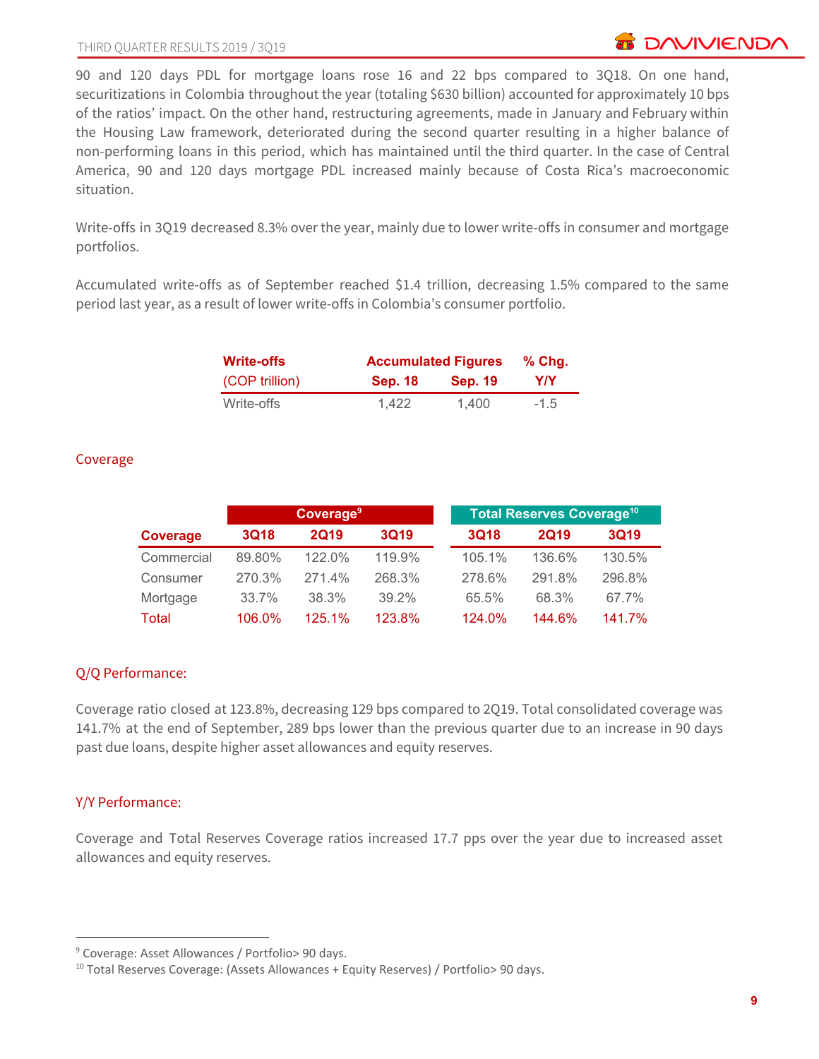90 and 120 days PDL for mortgage loans rose 16 and 22 bps compared to 3Q18. On one hand, securitizations in Colombia throughout the year (totaling $630 billion) accounted for approximately 10 bps of the ratios' impact. On the other hand, restructuring agreements, made in January and February within the Housing Law framework, deteriorated during the second quarter resulting in a higher balance of non-performing loans in this period, which has maintained until the third quarter. In the case of Central America, 90 and 120 days mortgage PDL increased mainly because of Costa Rica's macroeconomic situation.

Write-offs in 3Q19 decreased 8.3% over the year, mainly due to lower write-offs in consumer and mortgage portfolios.

Accumulated write-offs as of September reached $1.4 trillion, decreasing 1.5% compared to the same period last year, as a result of lower write-offs in Colombia's consumer portfolio.

| Write-offs (COP trillion) | Accumulated Figures Sep. 18 | Accumulated Figures Sep. 19 | % Chg. Y/Y |
|---|---|---|---|
| Write-offs | 1,422 | 1,400 | -1.5 |

## Coverage

| Coverage | Coverage[9] 3Q18 | Coverage[9] 2Q19 | Coverage[9] 3Q19 | Total Reserves Coverage[10] 3Q18 | Total Reserves Coverage[10] 2Q19 | Total Reserves Coverage[10] 3Q19 |
|---|---|---|---|---|---|---|
| Commercial | 89.80% | 122.0% | 119.9% | 105.1% | 136.6% | 130.5% |
| Consumer | 270.3% | 271.4% | 268.3% | 278.6% | 291.8% | 296.8% |
| Mortgage | 33.7% | 38.3% | 39.2% | 65.5% | 68.3% | 67.7% |
| Total | 106.0% | 125.1% | 123.8% | 124.0% | 144.6% | 141.7% |

### Q/Q Performance:

Coverage ratio closed at 123.8%, decreasing 129 bps compared to 2Q19. Total consolidated coverage was 141.7% at the end of September, 289 bps lower than the previous quarter due to an increase in 90 days past due loans, despite higher asset allowances and equity reserves.

### Y/Y Performance:

Coverage and Total Reserves Coverage ratios increased 17.7 pps over the year due to increased asset allowances and equity reserves.

---

[9] Coverage: Asset Allowances / Portfolio> 90 days.

[10] Total Reserves Coverage: (Assets Allowances + Equity Reserves) / Portfolio> 90 days.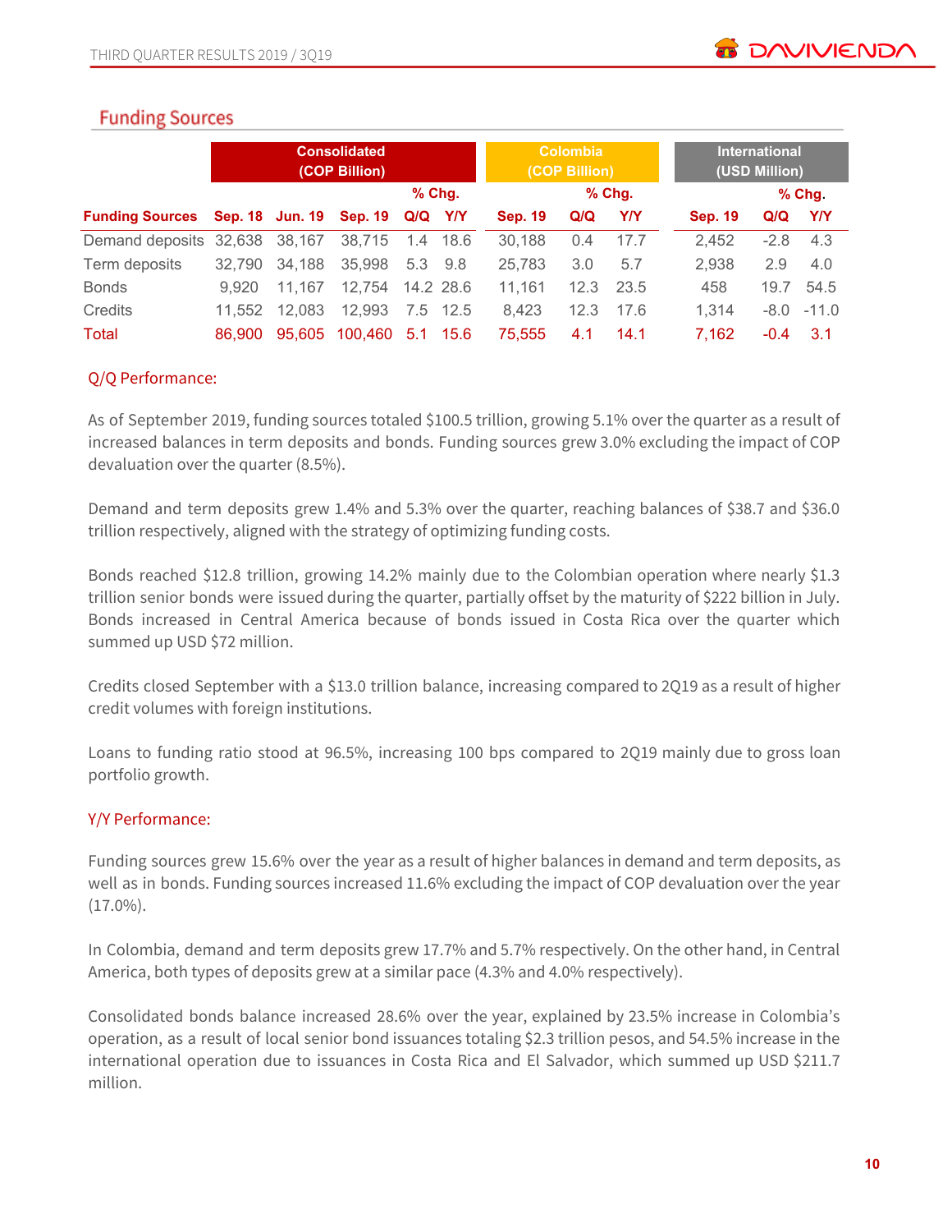## Funding Sources

| | Consolidated (COP Billion) | | | | | Colombia (COP Billion) | | | International (USD Million) | | |
|---|---|---|---|---|---|---|---|---|---|---|---|
| | | | | % Chg. | | | % Chg. | | | % Chg. | |
| **Funding Sources** | **Sep. 18** | **Jun. 19** | **Sep. 19** | **Q/Q** | **Y/Y** | **Sep. 19** | **Q/Q** | **Y/Y** | **Sep. 19** | **Q/Q** | **Y/Y** |
| Demand deposits | 32,638 | 38,167 | 38,715 | 1.4 | 18.6 | 30,188 | 0.4 | 17.7 | 2,452 | -2.8 | 4.3 |
| Term deposits | 32,790 | 34,188 | 35,998 | 5.3 | 9.8 | 25,783 | 3.0 | 5.7 | 2,938 | 2.9 | 4.0 |
| Bonds | 9,920 | 11,167 | 12,754 | 14.2 | 28.6 | 11,161 | 12.3 | 23.5 | 458 | 19.7 | 54.5 |
| Credits | 11,552 | 12,083 | 12,993 | 7.5 | 12.5 | 8,423 | 12.3 | 17.6 | 1,314 | -8.0 | -11.0 |
| Total | 86,900 | 95,605 | 100,460 | 5.1 | 15.6 | 75,555 | 4.1 | 14.1 | 7,162 | -0.4 | 3.1 |

### Q/Q Performance:

As of September 2019, funding sources totaled $100.5 trillion, growing 5.1% over the quarter as a result of increased balances in term deposits and bonds. Funding sources grew 3.0% excluding the impact of COP devaluation over the quarter (8.5%).

Demand and term deposits grew 1.4% and 5.3% over the quarter, reaching balances of $38.7 and $36.0 trillion respectively, aligned with the strategy of optimizing funding costs.

Bonds reached $12.8 trillion, growing 14.2% mainly due to the Colombian operation where nearly $1.3 trillion senior bonds were issued during the quarter, partially offset by the maturity of $222 billion in July. Bonds increased in Central America because of bonds issued in Costa Rica over the quarter which summed up USD $72 million.

Credits closed September with a $13.0 trillion balance, increasing compared to 2Q19 as a result of higher credit volumes with foreign institutions.

Loans to funding ratio stood at 96.5%, increasing 100 bps compared to 2Q19 mainly due to gross loan portfolio growth.

### Y/Y Performance:

Funding sources grew 15.6% over the year as a result of higher balances in demand and term deposits, as well as in bonds. Funding sources increased 11.6% excluding the impact of COP devaluation over the year (17.0%).

In Colombia, demand and term deposits grew 17.7% and 5.7% respectively. On the other hand, in Central America, both types of deposits grew at a similar pace (4.3% and 4.0% respectively).

Consolidated bonds balance increased 28.6% over the year, explained by 23.5% increase in Colombia's operation, as a result of local senior bond issuances totaling $2.3 trillion pesos, and 54.5% increase in the international operation due to issuances in Costa Rica and El Salvador, which summed up USD $211.7 million.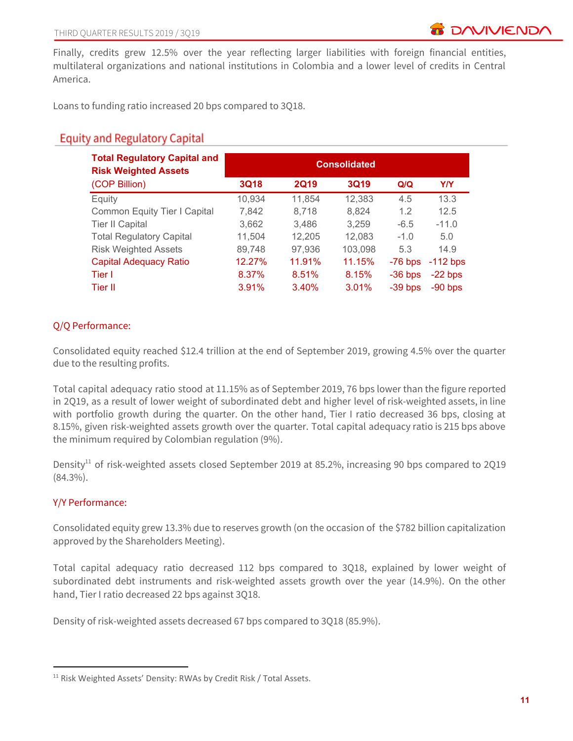Finally, credits grew 12.5% over the year reflecting larger liabilities with foreign financial entities, multilateral organizations and national institutions in Colombia and a lower level of credits in Central America.

Loans to funding ratio increased 20 bps compared to 3Q18.

## Equity and Regulatory Capital

| Total Regulatory Capital and Risk Weighted Assets | Consolidated | | | | |
|---|---|---|---|---|---|
| (COP Billion) | 3Q18 | 2Q19 | 3Q19 | Q/Q | Y/Y |
| Equity | 10,934 | 11,854 | 12,383 | 4.5 | 13.3 |
| Common Equity Tier I Capital | 7,842 | 8,718 | 8,824 | 1.2 | 12.5 |
| Tier II Capital | 3,662 | 3,486 | 3,259 | -6.5 | -11.0 |
| Total Regulatory Capital | 11,504 | 12,205 | 12,083 | -1.0 | 5.0 |
| Risk Weighted Assets | 89,748 | 97,936 | 103,098 | 5.3 | 14.9 |
| Capital Adequacy Ratio | 12.27% | 11.91% | 11.15% | -76 bps | -112 bps |
| Tier I | 8.37% | 8.51% | 8.15% | -36 bps | -22 bps |
| Tier II | 3.91% | 3.40% | 3.01% | -39 bps | -90 bps |

### Q/Q Performance:

Consolidated equity reached $12.4 trillion at the end of September 2019, growing 4.5% over the quarter due to the resulting profits.

Total capital adequacy ratio stood at 11.15% as of September 2019, 76 bps lower than the figure reported in 2Q19, as a result of lower weight of subordinated debt and higher level of risk-weighted assets, in line with portfolio growth during the quarter. On the other hand, Tier I ratio decreased 36 bps, closing at 8.15%, given risk-weighted assets growth over the quarter. Total capital adequacy ratio is 215 bps above the minimum required by Colombian regulation (9%).

Density[11] of risk-weighted assets closed September 2019 at 85.2%, increasing 90 bps compared to 2Q19 (84.3%).

### Y/Y Performance:

Consolidated equity grew 13.3% due to reserves growth (on the occasion of the $782 billion capitalization approved by the Shareholders Meeting).

Total capital adequacy ratio decreased 112 bps compared to 3Q18, explained by lower weight of subordinated debt instruments and risk-weighted assets growth over the year (14.9%). On the other hand, Tier I ratio decreased 22 bps against 3Q18.

Density of risk-weighted assets decreased 67 bps compared to 3Q18 (85.9%).

[11] Risk Weighted Assets' Density: RWAs by Credit Risk / Total Assets.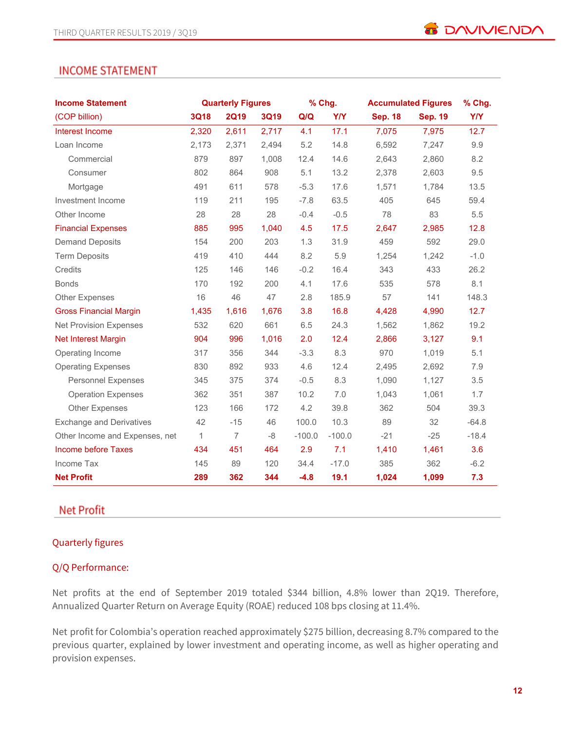## INCOME STATEMENT

| Income Statement | Quarterly Figures | | | % Chg. | | Accumulated Figures | | % Chg. |
|---|---|---|---|---|---|---|---|---|
| (COP billion) | 3Q18 | 2Q19 | 3Q19 | Q/Q | Y/Y | Sep. 18 | Sep. 19 | Y/Y |
| Interest Income | 2,320 | 2,611 | 2,717 | 4.1 | 17.1 | 7,075 | 7,975 | 12.7 |
| Loan Income | 2,173 | 2,371 | 2,494 | 5.2 | 14.8 | 6,592 | 7,247 | 9.9 |
| Commercial | 879 | 897 | 1,008 | 12.4 | 14.6 | 2,643 | 2,860 | 8.2 |
| Consumer | 802 | 864 | 908 | 5.1 | 13.2 | 2,378 | 2,603 | 9.5 |
| Mortgage | 491 | 611 | 578 | -5.3 | 17.6 | 1,571 | 1,784 | 13.5 |
| Investment Income | 119 | 211 | 195 | -7.8 | 63.5 | 405 | 645 | 59.4 |
| Other Income | 28 | 28 | 28 | -0.4 | -0.5 | 78 | 83 | 5.5 |
| Financial Expenses | 885 | 995 | 1,040 | 4.5 | 17.5 | 2,647 | 2,985 | 12.8 |
| Demand Deposits | 154 | 200 | 203 | 1.3 | 31.9 | 459 | 592 | 29.0 |
| Term Deposits | 419 | 410 | 444 | 8.2 | 5.9 | 1,254 | 1,242 | -1.0 |
| Credits | 125 | 146 | 146 | -0.2 | 16.4 | 343 | 433 | 26.2 |
| Bonds | 170 | 192 | 200 | 4.1 | 17.6 | 535 | 578 | 8.1 |
| Other Expenses | 16 | 46 | 47 | 2.8 | 185.9 | 57 | 141 | 148.3 |
| Gross Financial Margin | 1,435 | 1,616 | 1,676 | 3.8 | 16.8 | 4,428 | 4,990 | 12.7 |
| Net Provision Expenses | 532 | 620 | 661 | 6.5 | 24.3 | 1,562 | 1,862 | 19.2 |
| Net Interest Margin | 904 | 996 | 1,016 | 2.0 | 12.4 | 2,866 | 3,127 | 9.1 |
| Operating Income | 317 | 356 | 344 | -3.3 | 8.3 | 970 | 1,019 | 5.1 |
| Operating Expenses | 830 | 892 | 933 | 4.6 | 12.4 | 2,495 | 2,692 | 7.9 |
| Personnel Expenses | 345 | 375 | 374 | -0.5 | 8.3 | 1,090 | 1,127 | 3.5 |
| Operation Expenses | 362 | 351 | 387 | 10.2 | 7.0 | 1,043 | 1,061 | 1.7 |
| Other Expenses | 123 | 166 | 172 | 4.2 | 39.8 | 362 | 504 | 39.3 |
| Exchange and Derivatives | 42 | -15 | 46 | 100.0 | 10.3 | 89 | 32 | -64.8 |
| Other Income and Expenses, net | 1 | 7 | -8 | -100.0 | -100.0 | -21 | -25 | -18.4 |
| Income before Taxes | 434 | 451 | 464 | 2.9 | 7.1 | 1,410 | 1,461 | 3.6 |
| Income Tax | 145 | 89 | 120 | 34.4 | -17.0 | 385 | 362 | -6.2 |
| **Net Profit** | **289** | **362** | **344** | **-4.8** | **19.1** | **1,024** | **1,099** | **7.3** |

## Net Profit

### Quarterly figures

### Q/Q Performance:

Net profits at the end of September 2019 totaled $344 billion, 4.8% lower than 2Q19. Therefore, Annualized Quarter Return on Average Equity (ROAE) reduced 108 bps closing at 11.4%.

Net profit for Colombia's operation reached approximately $275 billion, decreasing 8.7% compared to the previous quarter, explained by lower investment and operating income, as well as higher operating and provision expenses.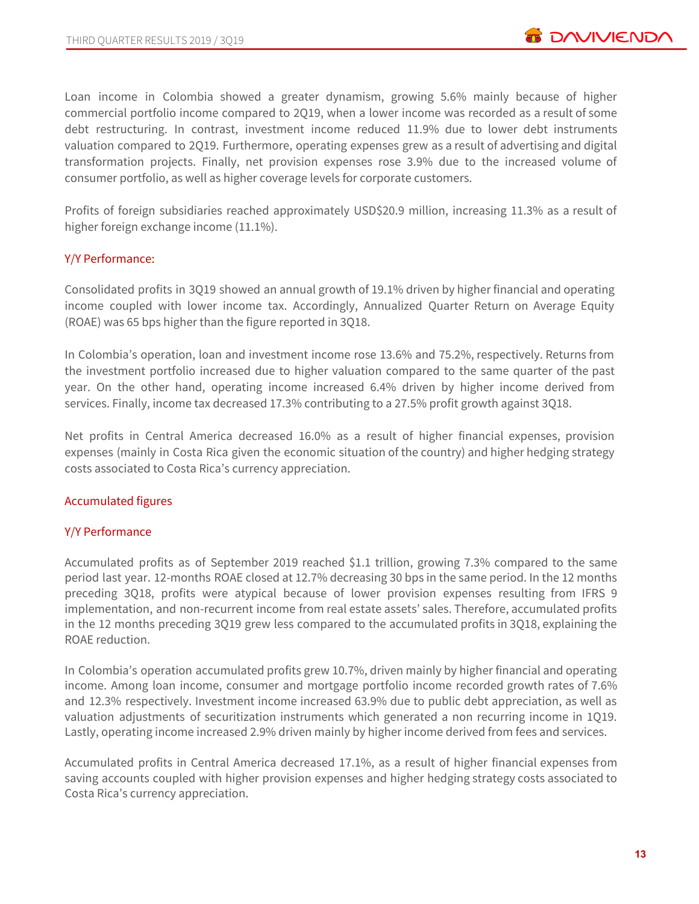Loan income in Colombia showed a greater dynamism, growing 5.6% mainly because of higher commercial portfolio income compared to 2Q19, when a lower income was recorded as a result of some debt restructuring. In contrast, investment income reduced 11.9% due to lower debt instruments valuation compared to 2Q19. Furthermore, operating expenses grew as a result of advertising and digital transformation projects. Finally, net provision expenses rose 3.9% due to the increased volume of consumer portfolio, as well as higher coverage levels for corporate customers.

Profits of foreign subsidiaries reached approximately USD$20.9 million, increasing 11.3% as a result of higher foreign exchange income (11.1%).

### Y/Y Performance:

Consolidated profits in 3Q19 showed an annual growth of 19.1% driven by higher financial and operating income coupled with lower income tax. Accordingly, Annualized Quarter Return on Average Equity (ROAE) was 65 bps higher than the figure reported in 3Q18.

In Colombia's operation, loan and investment income rose 13.6% and 75.2%, respectively. Returns from the investment portfolio increased due to higher valuation compared to the same quarter of the past year. On the other hand, operating income increased 6.4% driven by higher income derived from services. Finally, income tax decreased 17.3% contributing to a 27.5% profit growth against 3Q18.

Net profits in Central America decreased 16.0% as a result of higher financial expenses, provision expenses (mainly in Costa Rica given the economic situation of the country) and higher hedging strategy costs associated to Costa Rica's currency appreciation.

## Accumulated figures

### Y/Y Performance

Accumulated profits as of September 2019 reached $1.1 trillion, growing 7.3% compared to the same period last year. 12-months ROAE closed at 12.7% decreasing 30 bps in the same period. In the 12 months preceding 3Q18, profits were atypical because of lower provision expenses resulting from IFRS 9 implementation, and non-recurrent income from real estate assets' sales. Therefore, accumulated profits in the 12 months preceding 3Q19 grew less compared to the accumulated profits in 3Q18, explaining the ROAE reduction.

In Colombia's operation accumulated profits grew 10.7%, driven mainly by higher financial and operating income. Among loan income, consumer and mortgage portfolio income recorded growth rates of 7.6% and 12.3% respectively. Investment income increased 63.9% due to public debt appreciation, as well as valuation adjustments of securitization instruments which generated a non recurring income in 1Q19. Lastly, operating income increased 2.9% driven mainly by higher income derived from fees and services.

Accumulated profits in Central America decreased 17.1%, as a result of higher financial expenses from saving accounts coupled with higher provision expenses and higher hedging strategy costs associated to Costa Rica's currency appreciation.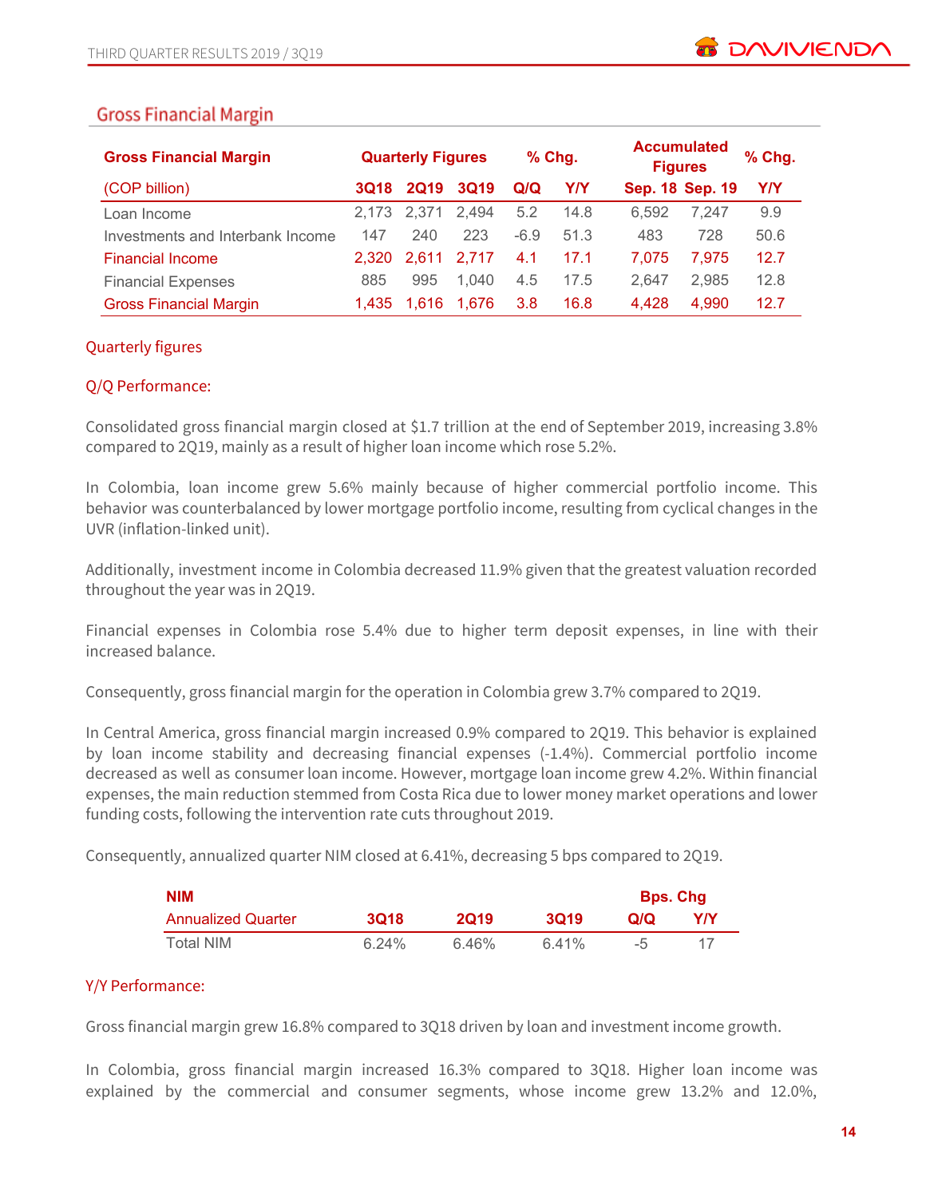## Gross Financial Margin

| Gross Financial Margin | Quarterly Figures | | | % Chg. | | Accumulated Figures | | % Chg. |
|---|---|---|---|---|---|---|---|---|
| (COP billion) | 3Q18 | 2Q19 | 3Q19 | Q/Q | Y/Y | Sep. 18 | Sep. 19 | Y/Y |
| Loan Income | 2,173 | 2,371 | 2,494 | 5.2 | 14.8 | 6,592 | 7,247 | 9.9 |
| Investments and Interbank Income | 147 | 240 | 223 | -6.9 | 51.3 | 483 | 728 | 50.6 |
| Financial Income | 2,320 | 2,611 | 2,717 | 4.1 | 17.1 | 7,075 | 7,975 | 12.7 |
| Financial Expenses | 885 | 995 | 1,040 | 4.5 | 17.5 | 2,647 | 2,985 | 12.8 |
| Gross Financial Margin | 1,435 | 1,616 | 1,676 | 3.8 | 16.8 | 4,428 | 4,990 | 12.7 |

### Quarterly figures

### Q/Q Performance:

Consolidated gross financial margin closed at $1.7 trillion at the end of September 2019, increasing 3.8% compared to 2Q19, mainly as a result of higher loan income which rose 5.2%.

In Colombia, loan income grew 5.6% mainly because of higher commercial portfolio income. This behavior was counterbalanced by lower mortgage portfolio income, resulting from cyclical changes in the UVR (inflation-linked unit).

Additionally, investment income in Colombia decreased 11.9% given that the greatest valuation recorded throughout the year was in 2Q19.

Financial expenses in Colombia rose 5.4% due to higher term deposit expenses, in line with their increased balance.

Consequently, gross financial margin for the operation in Colombia grew 3.7% compared to 2Q19.

In Central America, gross financial margin increased 0.9% compared to 2Q19. This behavior is explained by loan income stability and decreasing financial expenses (-1.4%). Commercial portfolio income decreased as well as consumer loan income. However, mortgage loan income grew 4.2%. Within financial expenses, the main reduction stemmed from Costa Rica due to lower money market operations and lower funding costs, following the intervention rate cuts throughout 2019.

Consequently, annualized quarter NIM closed at 6.41%, decreasing 5 bps compared to 2Q19.

| NIM | | | | Bps. Chg | |
|---|---|---|---|---|---|
| Annualized Quarter | 3Q18 | 2Q19 | 3Q19 | Q/Q | Y/Y |
| Total NIM | 6.24% | 6.46% | 6.41% | -5 | 17 |

### Y/Y Performance:

Gross financial margin grew 16.8% compared to 3Q18 driven by loan and investment income growth.

In Colombia, gross financial margin increased 16.3% compared to 3Q18. Higher loan income was explained by the commercial and consumer segments, whose income grew 13.2% and 12.0%,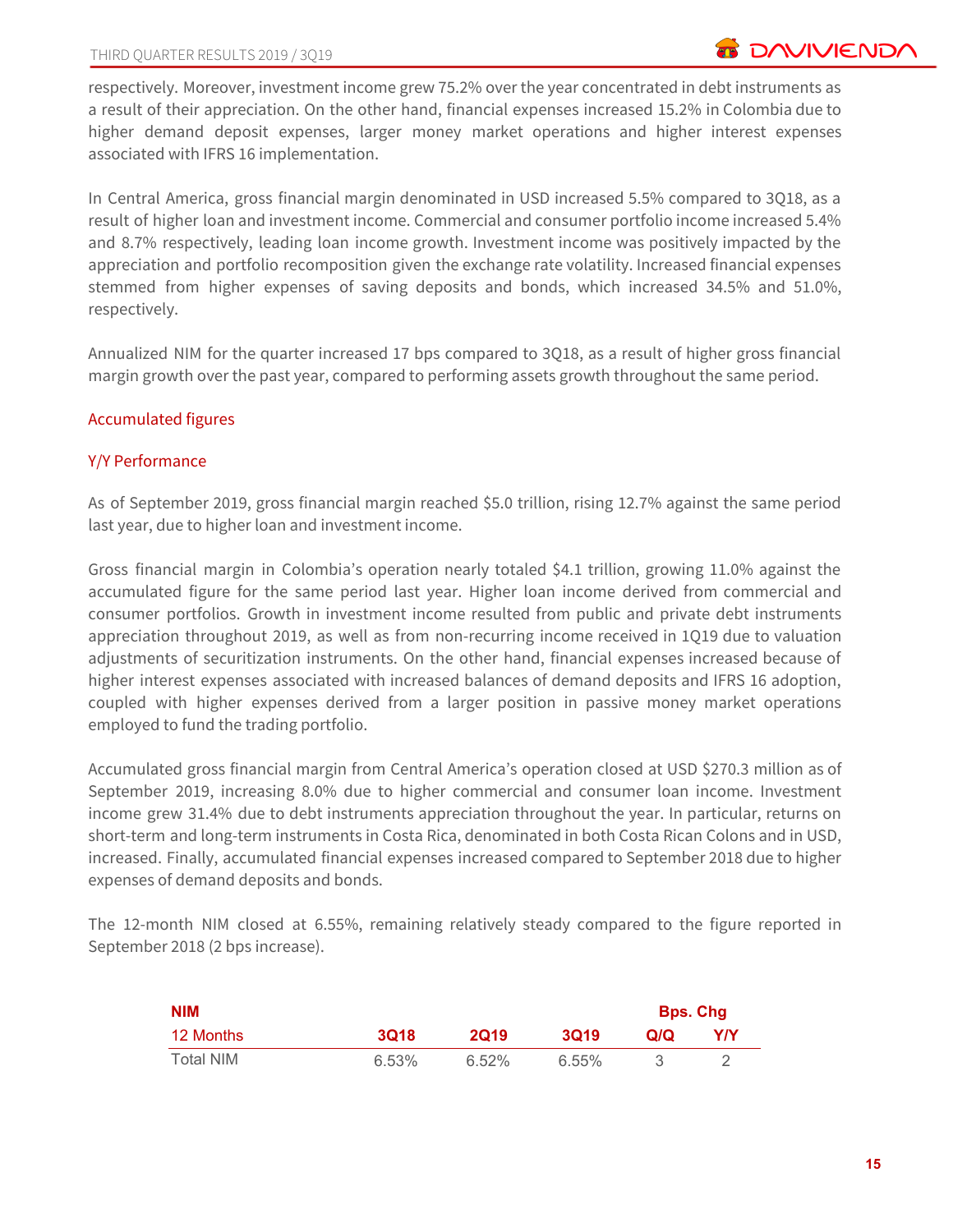respectively. Moreover, investment income grew 75.2% over the year concentrated in debt instruments as a result of their appreciation. On the other hand, financial expenses increased 15.2% in Colombia due to higher demand deposit expenses, larger money market operations and higher interest expenses associated with IFRS 16 implementation.

In Central America, gross financial margin denominated in USD increased 5.5% compared to 3Q18, as a result of higher loan and investment income. Commercial and consumer portfolio income increased 5.4% and 8.7% respectively, leading loan income growth. Investment income was positively impacted by the appreciation and portfolio recomposition given the exchange rate volatility. Increased financial expenses stemmed from higher expenses of saving deposits and bonds, which increased 34.5% and 51.0%, respectively.

Annualized NIM for the quarter increased 17 bps compared to 3Q18, as a result of higher gross financial margin growth over the past year, compared to performing assets growth throughout the same period.

## Accumulated figures

### Y/Y Performance

As of September 2019, gross financial margin reached $5.0 trillion, rising 12.7% against the same period last year, due to higher loan and investment income.

Gross financial margin in Colombia's operation nearly totaled $4.1 trillion, growing 11.0% against the accumulated figure for the same period last year. Higher loan income derived from commercial and consumer portfolios. Growth in investment income resulted from public and private debt instruments appreciation throughout 2019, as well as from non-recurring income received in 1Q19 due to valuation adjustments of securitization instruments. On the other hand, financial expenses increased because of higher interest expenses associated with increased balances of demand deposits and IFRS 16 adoption, coupled with higher expenses derived from a larger position in passive money market operations employed to fund the trading portfolio.

Accumulated gross financial margin from Central America's operation closed at USD $270.3 million as of September 2019, increasing 8.0% due to higher commercial and consumer loan income. Investment income grew 31.4% due to debt instruments appreciation throughout the year. In particular, returns on short-term and long-term instruments in Costa Rica, denominated in both Costa Rican Colons and in USD, increased. Finally, accumulated financial expenses increased compared to September 2018 due to higher expenses of demand deposits and bonds.

The 12-month NIM closed at 6.55%, remaining relatively steady compared to the figure reported in September 2018 (2 bps increase).

| **NIM** | | | | **Bps. Chg** | |
|---|---|---|---|---|---|
| 12 Months | **3Q18** | **2Q19** | **3Q19** | **Q/Q** | **Y/Y** |
| Total NIM | 6.53% | 6.52% | 6.55% | 3 | 2 |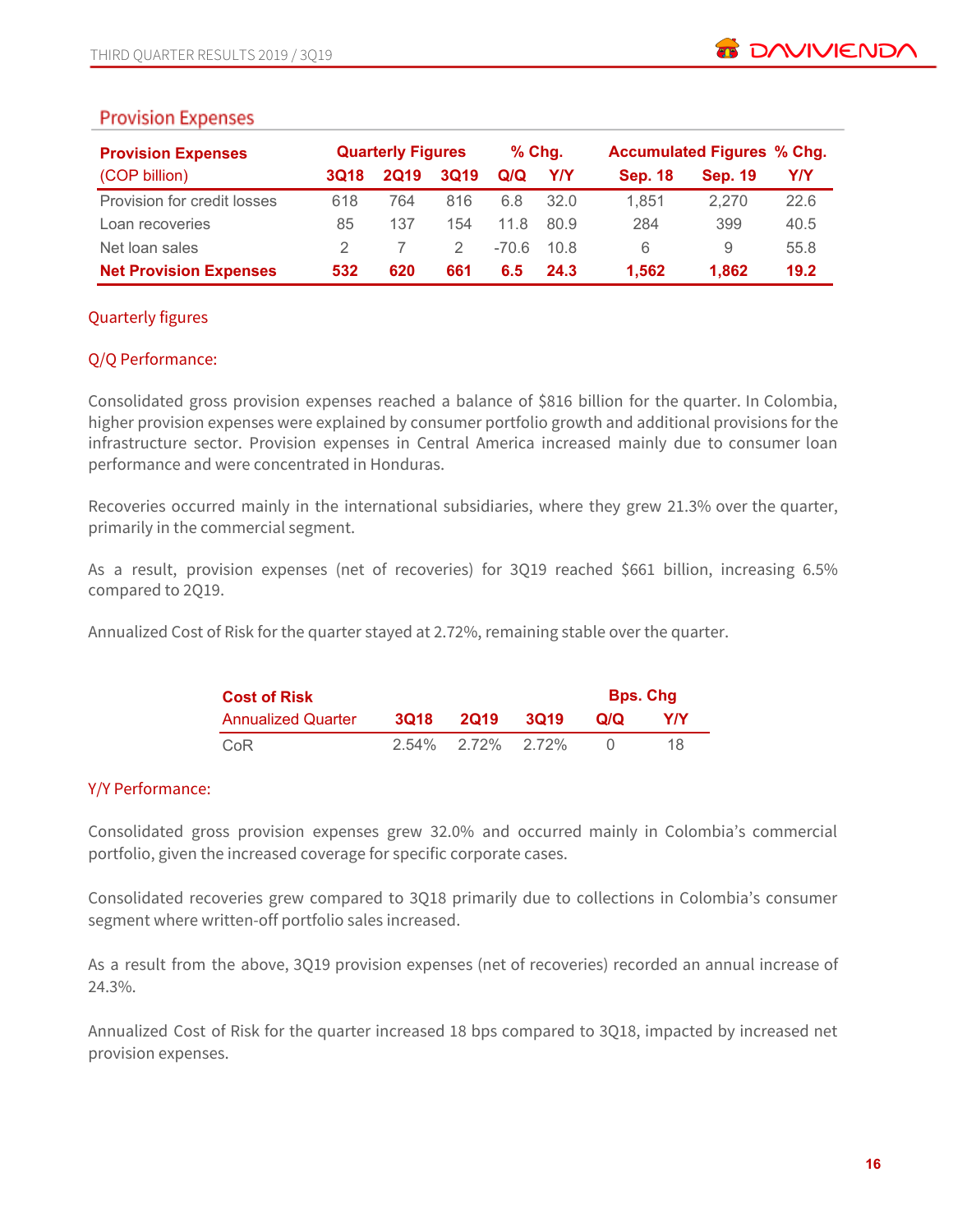## Provision Expenses

| Provision Expenses | Quarterly Figures | | | % Chg. | | Accumulated Figures | | % Chg. |
|---|---|---|---|---|---|---|---|---|
| (COP billion) | 3Q18 | 2Q19 | 3Q19 | Q/Q | Y/Y | Sep. 18 | Sep. 19 | Y/Y |
| Provision for credit losses | 618 | 764 | 816 | 6.8 | 32.0 | 1,851 | 2,270 | 22.6 |
| Loan recoveries | 85 | 137 | 154 | 11.8 | 80.9 | 284 | 399 | 40.5 |
| Net loan sales | 2 | 7 | 2 | -70.6 | 10.8 | 6 | 9 | 55.8 |
| **Net Provision Expenses** | **532** | **620** | **661** | **6.5** | **24.3** | **1,562** | **1,862** | **19.2** |

### Quarterly figures

### Q/Q Performance:

Consolidated gross provision expenses reached a balance of $816 billion for the quarter. In Colombia, higher provision expenses were explained by consumer portfolio growth and additional provisions for the infrastructure sector. Provision expenses in Central America increased mainly due to consumer loan performance and were concentrated in Honduras.

Recoveries occurred mainly in the international subsidiaries, where they grew 21.3% over the quarter, primarily in the commercial segment.

As a result, provision expenses (net of recoveries) for 3Q19 reached $661 billion, increasing 6.5% compared to 2Q19.

Annualized Cost of Risk for the quarter stayed at 2.72%, remaining stable over the quarter.

| Cost of Risk | | | | Bps. Chg | |
|---|---|---|---|---|---|
| Annualized Quarter | 3Q18 | 2Q19 | 3Q19 | Q/Q | Y/Y |
| CoR | 2.54% | 2.72% | 2.72% | 0 | 18 |

### Y/Y Performance:

Consolidated gross provision expenses grew 32.0% and occurred mainly in Colombia's commercial portfolio, given the increased coverage for specific corporate cases.

Consolidated recoveries grew compared to 3Q18 primarily due to collections in Colombia's consumer segment where written-off portfolio sales increased.

As a result from the above, 3Q19 provision expenses (net of recoveries) recorded an annual increase of 24.3%.

Annualized Cost of Risk for the quarter increased 18 bps compared to 3Q18, impacted by increased net provision expenses.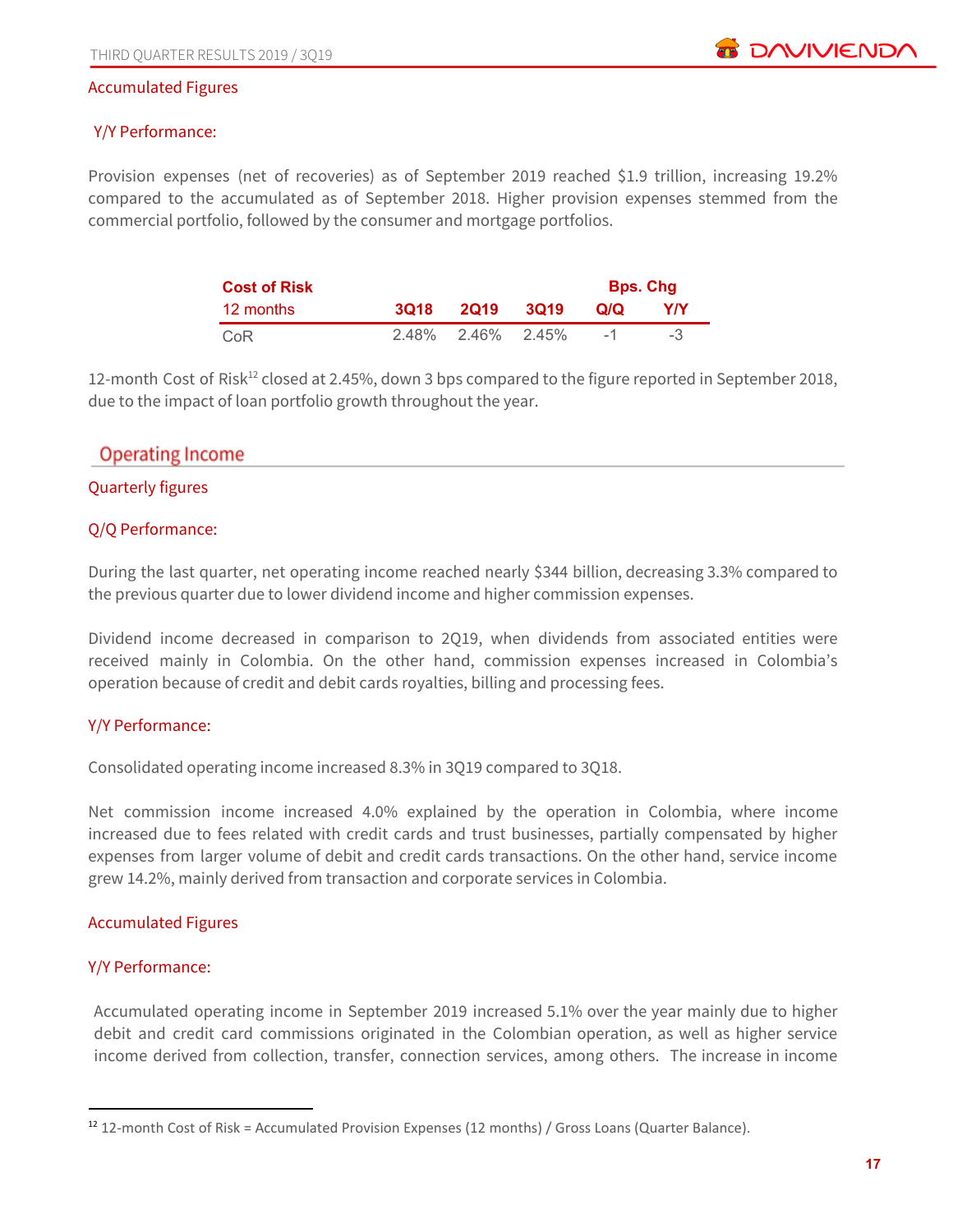### Accumulated Figures

#### Y/Y Performance:

Provision expenses (net of recoveries) as of September 2019 reached $1.9 trillion, increasing 19.2% compared to the accumulated as of September 2018. Higher provision expenses stemmed from the commercial portfolio, followed by the consumer and mortgage portfolios.

| Cost of Risk | | | | Bps. Chg | |
|---|---|---|---|---|---|
| 12 months | 3Q18 | 2Q19 | 3Q19 | Q/Q | Y/Y |
| CoR | 2.48% | 2.46% | 2.45% | -1 | -3 |

12-month Cost of Risk[12] closed at 2.45%, down 3 bps compared to the figure reported in September 2018, due to the impact of loan portfolio growth throughout the year.

## Operating Income

### Quarterly figures

#### Q/Q Performance:

During the last quarter, net operating income reached nearly $344 billion, decreasing 3.3% compared to the previous quarter due to lower dividend income and higher commission expenses.

Dividend income decreased in comparison to 2Q19, when dividends from associated entities were received mainly in Colombia. On the other hand, commission expenses increased in Colombia's operation because of credit and debit cards royalties, billing and processing fees.

#### Y/Y Performance:

Consolidated operating income increased 8.3% in 3Q19 compared to 3Q18.

Net commission income increased 4.0% explained by the operation in Colombia, where income increased due to fees related with credit cards and trust businesses, partially compensated by higher expenses from larger volume of debit and credit cards transactions. On the other hand, service income grew 14.2%, mainly derived from transaction and corporate services in Colombia.

### Accumulated Figures

#### Y/Y Performance:

Accumulated operating income in September 2019 increased 5.1% over the year mainly due to higher debit and credit card commissions originated in the Colombian operation, as well as higher service income derived from collection, transfer, connection services, among others. The increase in income

[12] 12-month Cost of Risk = Accumulated Provision Expenses (12 months) / Gross Loans (Quarter Balance).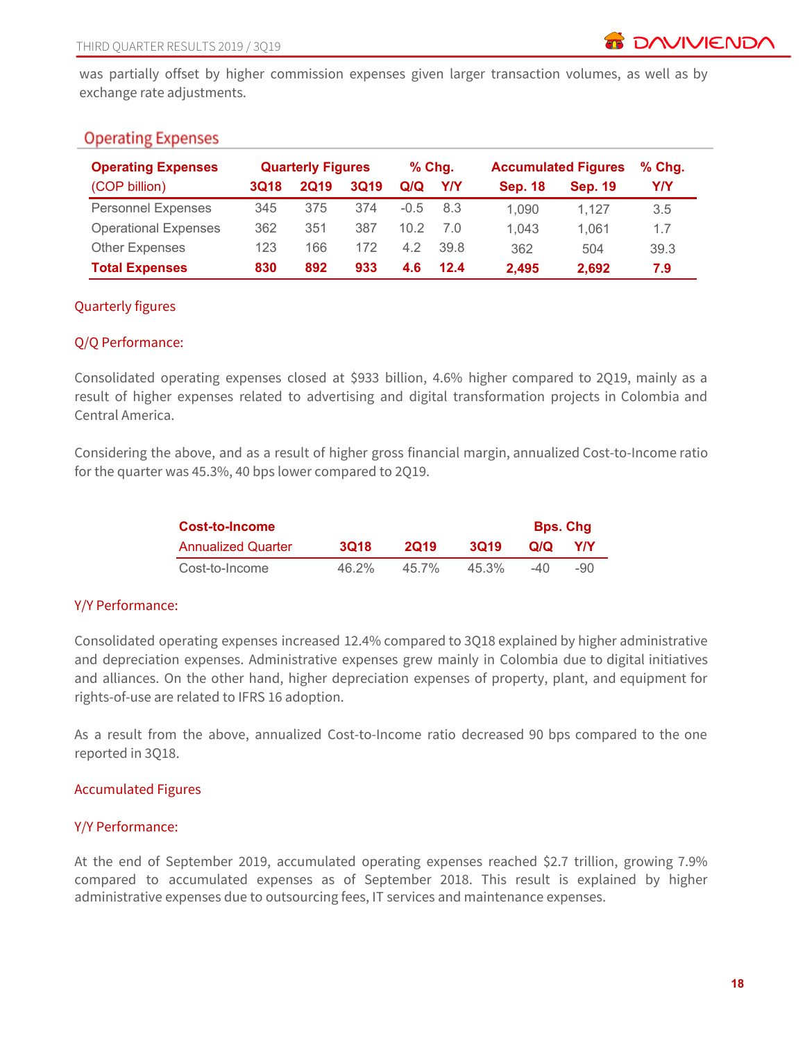was partially offset by higher commission expenses given larger transaction volumes, as well as by exchange rate adjustments.

## Operating Expenses

| Operating Expenses (COP billion) | Quarterly Figures 3Q18 | 2Q19 | 3Q19 | % Chg. Q/Q | Y/Y | Accumulated Figures Sep. 18 | Sep. 19 | % Chg. Y/Y |
|---|---|---|---|---|---|---|---|---|
| Personnel Expenses | 345 | 375 | 374 | -0.5 | 8.3 | 1,090 | 1,127 | 3.5 |
| Operational Expenses | 362 | 351 | 387 | 10.2 | 7.0 | 1,043 | 1,061 | 1.7 |
| Other Expenses | 123 | 166 | 172 | 4.2 | 39.8 | 362 | 504 | 39.3 |
| **Total Expenses** | **830** | **892** | **933** | **4.6** | **12.4** | **2,495** | **2,692** | **7.9** |

### Quarterly figures

#### Q/Q Performance:

Consolidated operating expenses closed at $933 billion, 4.6% higher compared to 2Q19, mainly as a result of higher expenses related to advertising and digital transformation projects in Colombia and Central America.

Considering the above, and as a result of higher gross financial margin, annualized Cost-to-Income ratio for the quarter was 45.3%, 40 bps lower compared to 2Q19.

| Cost-to-Income Annualized Quarter | 3Q18 | 2Q19 | 3Q19 | Bps. Chg Q/Q | Y/Y |
|---|---|---|---|---|---|
| Cost-to-Income | 46.2% | 45.7% | 45.3% | -40 | -90 |

#### Y/Y Performance:

Consolidated operating expenses increased 12.4% compared to 3Q18 explained by higher administrative and depreciation expenses. Administrative expenses grew mainly in Colombia due to digital initiatives and alliances. On the other hand, higher depreciation expenses of property, plant, and equipment for rights-of-use are related to IFRS 16 adoption.

As a result from the above, annualized Cost-to-Income ratio decreased 90 bps compared to the one reported in 3Q18.

### Accumulated Figures

#### Y/Y Performance:

At the end of September 2019, accumulated operating expenses reached $2.7 trillion, growing 7.9% compared to accumulated expenses as of September 2018. This result is explained by higher administrative expenses due to outsourcing fees, IT services and maintenance expenses.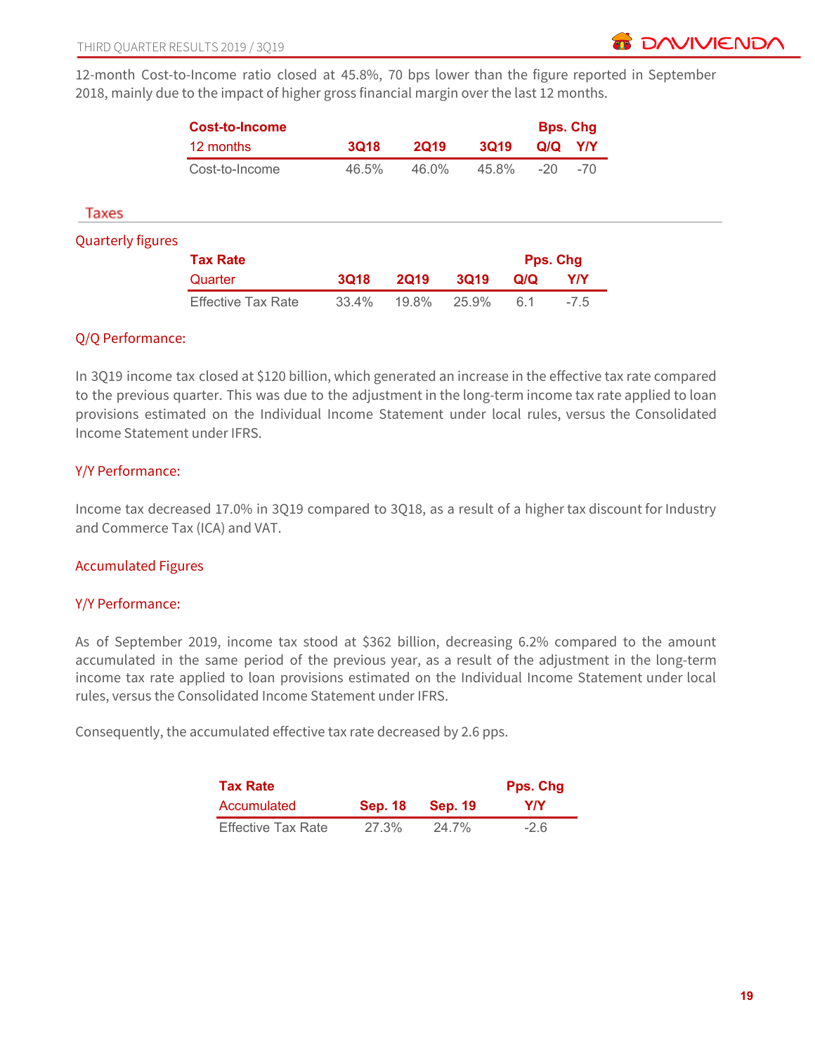12-month Cost-to-Income ratio closed at 45.8%, 70 bps lower than the figure reported in September 2018, mainly due to the impact of higher gross financial margin over the last 12 months.

| Cost-to-Income | | | | Bps. Chg | |
|---|---|---|---|---|---|
| 12 months | 3Q18 | 2Q19 | 3Q19 | Q/Q | Y/Y |
| Cost-to-Income | 46.5% | 46.0% | 45.8% | -20 | -70 |

## Taxes

### Quarterly figures

| Tax Rate | | | | Pps. Chg | |
|---|---|---|---|---|---|
| Quarter | 3Q18 | 2Q19 | 3Q19 | Q/Q | Y/Y |
| Effective Tax Rate | 33.4% | 19.8% | 25.9% | 6.1 | -7.5 |

#### Q/Q Performance:

In 3Q19 income tax closed at $120 billion, which generated an increase in the effective tax rate compared to the previous quarter. This was due to the adjustment in the long-term income tax rate applied to loan provisions estimated on the Individual Income Statement under local rules, versus the Consolidated Income Statement under IFRS.

#### Y/Y Performance:

Income tax decreased 17.0% in 3Q19 compared to 3Q18, as a result of a higher tax discount for Industry and Commerce Tax (ICA) and VAT.

### Accumulated Figures

#### Y/Y Performance:

As of September 2019, income tax stood at $362 billion, decreasing 6.2% compared to the amount accumulated in the same period of the previous year, as a result of the adjustment in the long-term income tax rate applied to loan provisions estimated on the Individual Income Statement under local rules, versus the Consolidated Income Statement under IFRS.

Consequently, the accumulated effective tax rate decreased by 2.6 pps.

| Tax Rate | | | Pps. Chg |
|---|---|---|---|
| Accumulated | Sep. 18 | Sep. 19 | Y/Y |
| Effective Tax Rate | 27.3% | 24.7% | -2.6 |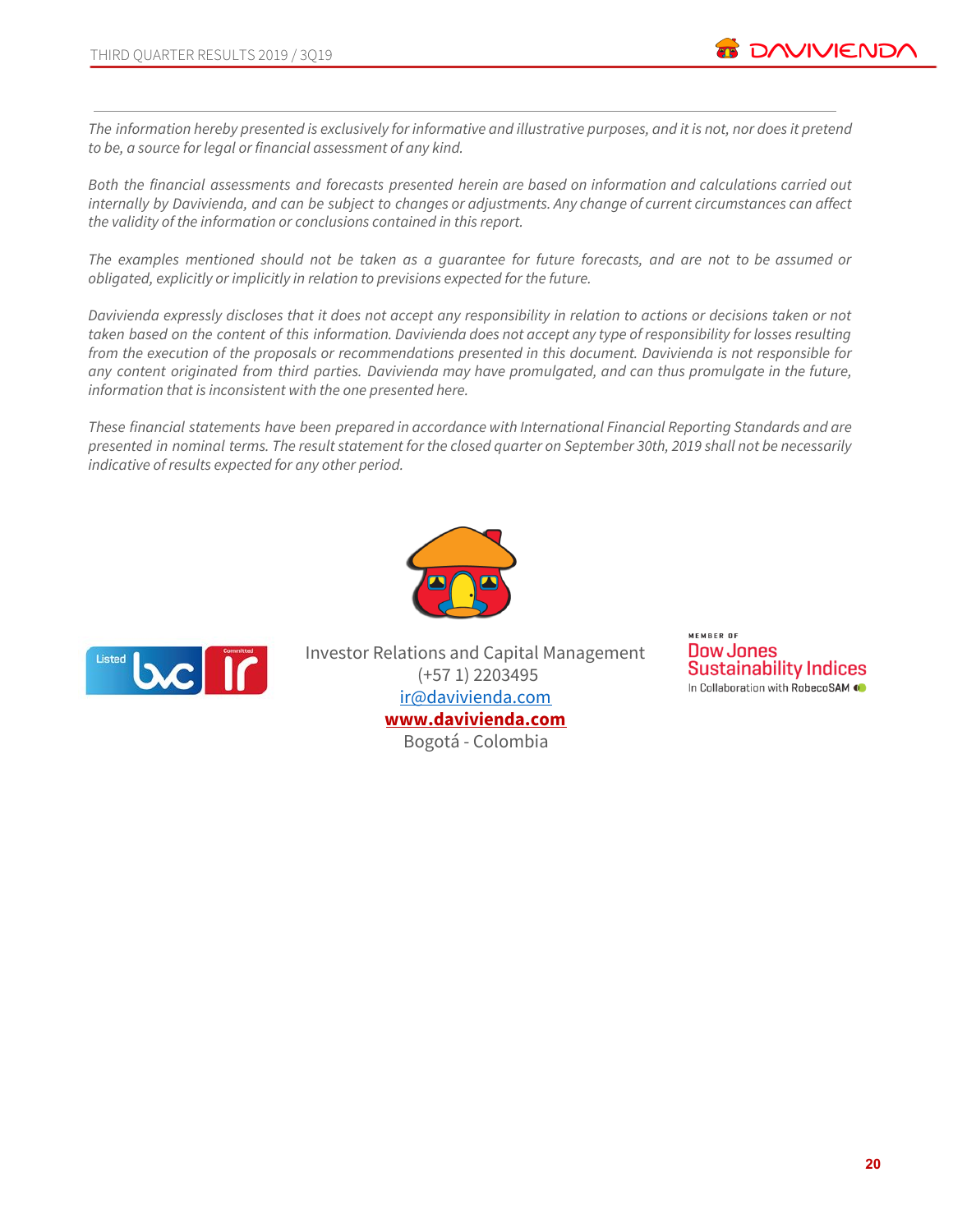*The information hereby presented is exclusively for informative and illustrative purposes, and it is not, nor does it pretend to be, a source for legal or financial assessment of any kind.*

*Both the financial assessments and forecasts presented herein are based on information and calculations carried out internally by Davivienda, and can be subject to changes or adjustments. Any change of current circumstances can affect the validity of the information or conclusions contained in this report.*

*The examples mentioned should not be taken as a guarantee for future forecasts, and are not to be assumed or obligated, explicitly or implicitly in relation to previsions expected for the future.*

*Davivienda expressly discloses that it does not accept any responsibility in relation to actions or decisions taken or not taken based on the content of this information. Davivienda does not accept any type of responsibility for losses resulting from the execution of the proposals or recommendations presented in this document. Davivienda is not responsible for any content originated from third parties. Davivienda may have promulgated, and can thus promulgate in the future, information that is inconsistent with the one presented here.*

*These financial statements have been prepared in accordance with International Financial Reporting Standards and are presented in nominal terms. The result statement for the closed quarter on September 30th, 2019 shall not be necessarily indicative of results expected for any other period.*

Investor Relations and Capital Management
(+57 1) 2203495
ir@davivienda.com
**www.davivienda.com**
Bogotá - Colombia

MEMBER OF
Dow Jones
Sustainability Indices
In Collaboration with RobecoSAM